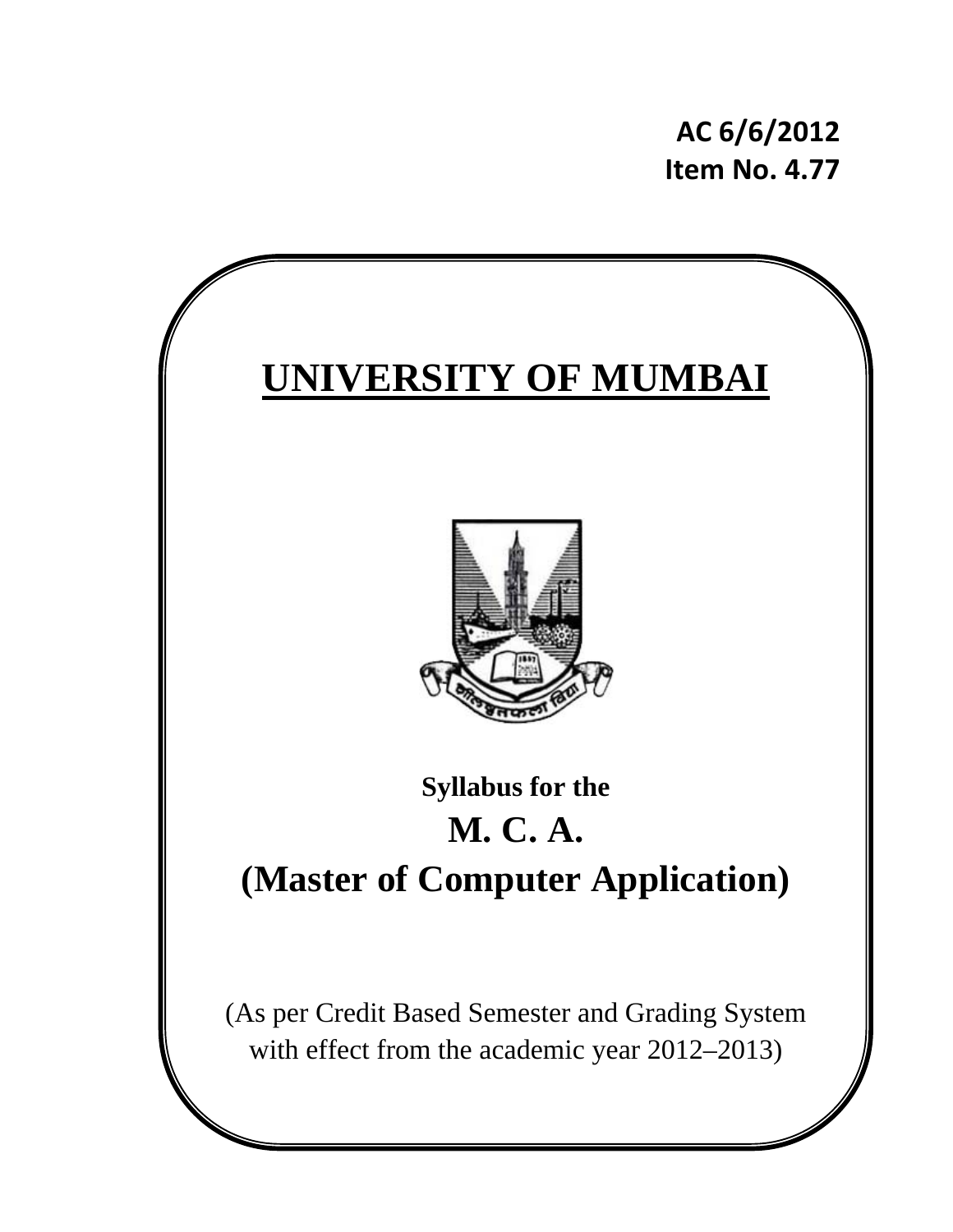**AC 6/6/2012**
**Item No. 4.77**

# UNIVERSITY OF MUMBAI

**Syllabus for the**

## M. C. A.

## (Master of Computer Application)

(As per Credit Based Semester and Grading System with effect from the academic year 2012–2013)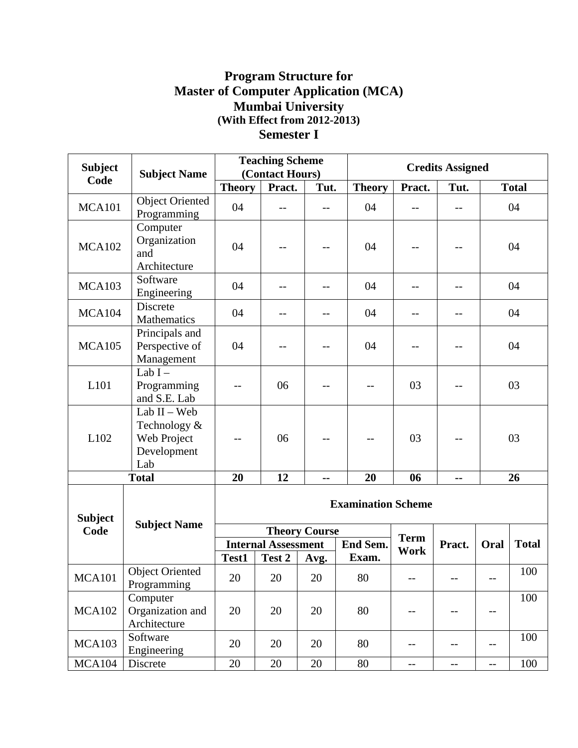# Program Structure for Master of Computer Application (MCA) Mumbai University

**(With Effect from 2012-2013)**

## Semester I

| Subject Code | Subject Name | Teaching Scheme (Contact Hours) | | | Credits Assigned | | | |
|---|---|---|---|---|---|---|---|---|
| | | Theory | Pract. | Tut. | Theory | Pract. | Tut. | Total |
| MCA101 | Object Oriented Programming | 04 | -- | -- | 04 | -- | -- | 04 |
| MCA102 | Computer Organization and Architecture | 04 | -- | -- | 04 | -- | -- | 04 |
| MCA103 | Software Engineering | 04 | -- | -- | 04 | -- | -- | 04 |
| MCA104 | Discrete Mathematics | 04 | -- | -- | 04 | -- | -- | 04 |
| MCA105 | Principals and Perspective of Management | 04 | -- | -- | 04 | -- | -- | 04 |
| L101 | Lab I – Programming and S.E. Lab | -- | 06 | -- | -- | 03 | -- | 03 |
| L102 | Lab II – Web Technology & Web Project Development Lab | -- | 06 | -- | -- | 03 | -- | 03 |
| **Total** | | **20** | **12** | **--** | **20** | **06** | **--** | **26** |

| Subject Code | Subject Name | Examination Scheme | | | | | | | |
|---|---|---|---|---|---|---|---|---|---|
| | | Theory Course | | | | Term Work | Pract. | Oral | Total |
| | | Internal Assessment | | | End Sem. Exam. | | | | |
| | | Test1 | Test 2 | Avg. | | | | | |
| MCA101 | Object Oriented Programming | 20 | 20 | 20 | 80 | -- | -- | -- | 100 |
| MCA102 | Computer Organization and Architecture | 20 | 20 | 20 | 80 | -- | -- | -- | 100 |
| MCA103 | Software Engineering | 20 | 20 | 20 | 80 | -- | -- | -- | 100 |
| MCA104 | Discrete | 20 | 20 | 20 | 80 | -- | -- | -- | 100 |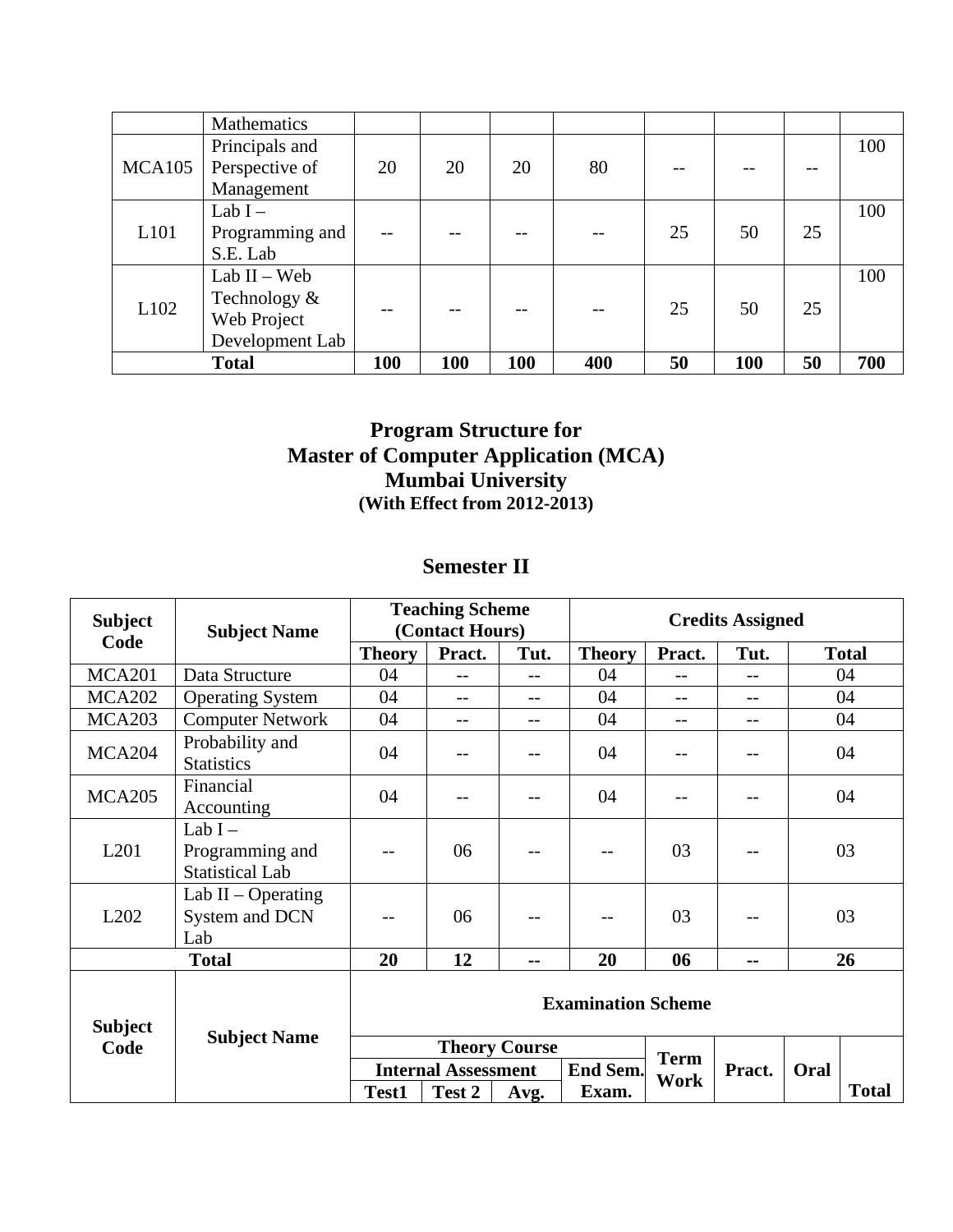| | Mathematics | | | | | | | | |
|---|---|---|---|---|---|---|---|---|---|
| MCA105 | Principals and Perspective of Management | 20 | 20 | 20 | 80 | -- | -- | -- | 100 |
| L101 | Lab I – Programming and S.E. Lab | -- | -- | -- | -- | 25 | 50 | 25 | 100 |
| L102 | Lab II – Web Technology & Web Project Development Lab | -- | -- | -- | -- | 25 | 50 | 25 | 100 |
| **Total** | | **100** | **100** | **100** | **400** | **50** | **100** | **50** | **700** |

## Program Structure for
## Master of Computer Application (MCA)
## Mumbai University
**(With Effect from 2012-2013)**

## Semester II

| Subject Code | Subject Name | Teaching Scheme (Contact Hours) | | | Credits Assigned | | | |
|---|---|---|---|---|---|---|---|---|
| | | **Theory** | **Pract.** | **Tut.** | **Theory** | **Pract.** | **Tut.** | **Total** |
| MCA201 | Data Structure | 04 | -- | -- | 04 | -- | -- | 04 |
| MCA202 | Operating System | 04 | -- | -- | 04 | -- | -- | 04 |
| MCA203 | Computer Network | 04 | -- | -- | 04 | -- | -- | 04 |
| MCA204 | Probability and Statistics | 04 | -- | -- | 04 | -- | -- | 04 |
| MCA205 | Financial Accounting | 04 | -- | -- | 04 | -- | -- | 04 |
| L201 | Lab I – Programming and Statistical Lab | -- | 06 | -- | -- | 03 | -- | 03 |
| L202 | Lab II – Operating System and DCN Lab | -- | 06 | -- | -- | 03 | -- | 03 |
| **Total** | | **20** | **12** | **--** | **20** | **06** | **--** | **26** |

| Subject Code | Subject Name | Examination Scheme | | | | | | | |
|---|---|---|---|---|---|---|---|---|---|
| | | Theory Course | | | | Term Work | Pract. | Oral | Total |
| | | Internal Assessment | | | End Sem. Exam. | | | | |
| | | Test1 | Test 2 | Avg. | | | | | |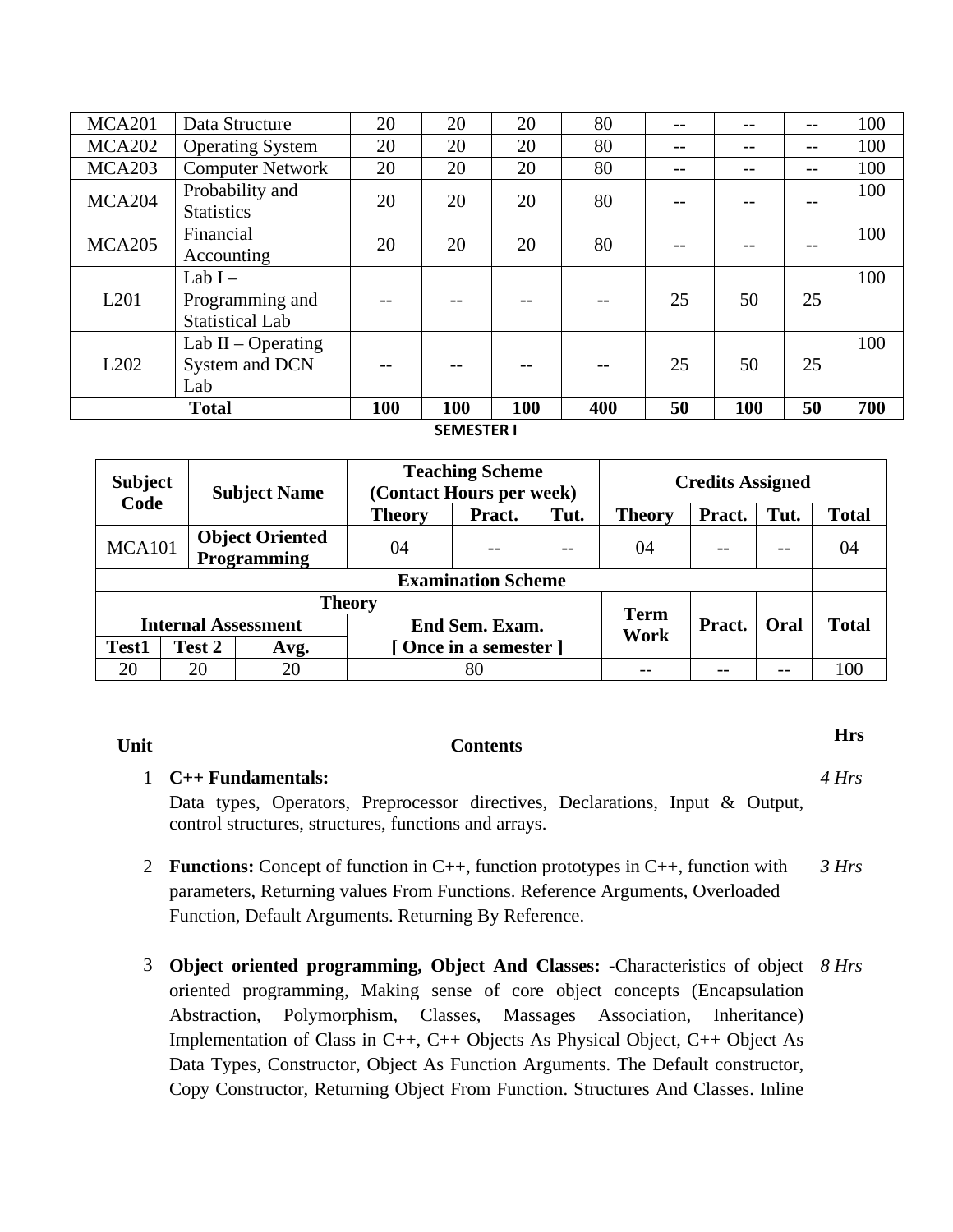| MCA201 | Data Structure | 20 | 20 | 20 | 80 | -- | -- | -- | 100 |
|---|---|---|---|---|---|---|---|---|---|
| MCA202 | Operating System | 20 | 20 | 20 | 80 | -- | -- | -- | 100 |
| MCA203 | Computer Network | 20 | 20 | 20 | 80 | -- | -- | -- | 100 |
| MCA204 | Probability and Statistics | 20 | 20 | 20 | 80 | -- | -- | -- | 100 |
| MCA205 | Financial Accounting | 20 | 20 | 20 | 80 | -- | -- | -- | 100 |
| L201 | Lab I – Programming and Statistical Lab | -- | -- | -- | -- | 25 | 50 | 25 | 100 |
| L202 | Lab II – Operating System and DCN Lab | -- | -- | -- | -- | 25 | 50 | 25 | 100 |
| **Total** | | **100** | **100** | **100** | **400** | **50** | **100** | **50** | **700** |

**SEMESTER I**

| **Subject Code** | **Subject Name** | **Teaching Scheme (Contact Hours per week)** | | | **Credits Assigned** | | | |
|---|---|---|---|---|---|---|---|---|
| | | **Theory** | **Pract.** | **Tut.** | **Theory** | **Pract.** | **Tut.** | **Total** |
| MCA101 | **Object Oriented Programming** | 04 | -- | -- | 04 | -- | -- | 04 |

| **Examination Scheme** | | | | | | | |
|---|---|---|---|---|---|---|---|
| **Theory** | | | | **Term Work** | **Pract.** | **Oral** | **Total** |
| **Internal Assessment** | | | **End Sem. Exam. [ Once in a semester ]** | | | | |
| **Test1** | **Test 2** | **Avg.** | | | | | |
| 20 | 20 | 20 | 80 | -- | -- | -- | 100 |

| **Unit** | **Contents** | **Hrs** |
|---|---|---|
| 1 | **C++ Fundamentals:** Data types, Operators, Preprocessor directives, Declarations, Input & Output, control structures, structures, functions and arrays. | *4 Hrs* |
| 2 | **Functions:** Concept of function in C++, function prototypes in C++, function with parameters, Returning values From Functions. Reference Arguments, Overloaded Function, Default Arguments. Returning By Reference. | *3 Hrs* |
| 3 | **Object oriented programming, Object And Classes:** -Characteristics of object oriented programming, Making sense of core object concepts (Encapsulation Abstraction, Polymorphism, Classes, Massages Association, Inheritance) Implementation of Class in C++, C++ Objects As Physical Object, C++ Object As Data Types, Constructor, Object As Function Arguments. The Default constructor, Copy Constructor, Returning Object From Function. Structures And Classes. Inline | *8 Hrs* |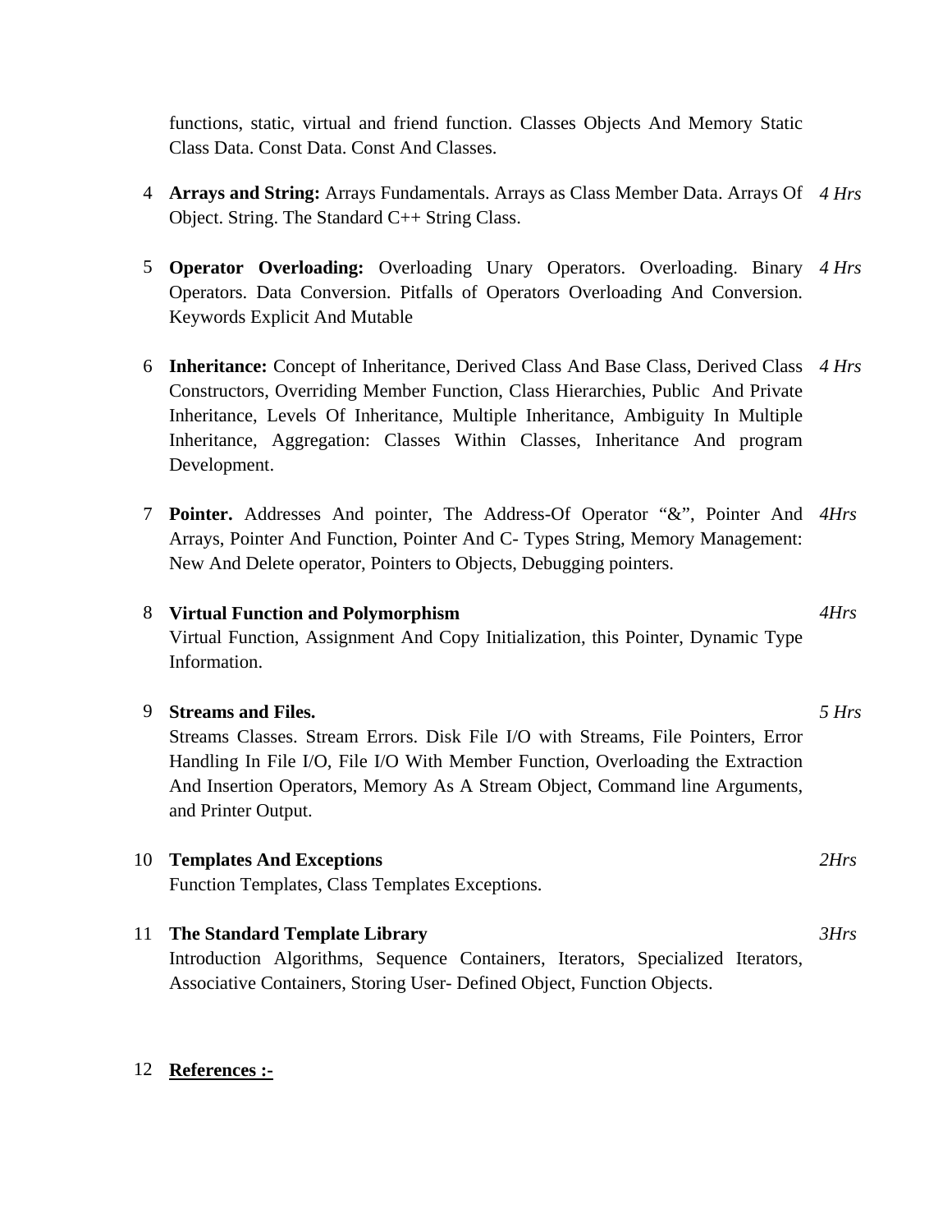functions, static, virtual and friend function. Classes Objects And Memory Static Class Data. Const Data. Const And Classes.

| | | |
|---|---|---|
| 4 | **Arrays and String:** Arrays Fundamentals. Arrays as Class Member Data. Arrays Of Object. String. The Standard C++ String Class. | *4 Hrs* |
| 5 | **Operator Overloading:** Overloading Unary Operators. Overloading. Binary Operators. Data Conversion. Pitfalls of Operators Overloading And Conversion. Keywords Explicit And Mutable | *4 Hrs* |
| 6 | **Inheritance:** Concept of Inheritance, Derived Class And Base Class, Derived Class Constructors, Overriding Member Function, Class Hierarchies, Public And Private Inheritance, Levels Of Inheritance, Multiple Inheritance, Ambiguity In Multiple Inheritance, Aggregation: Classes Within Classes, Inheritance And program Development. | *4 Hrs* |
| 7 | **Pointer.** Addresses And pointer, The Address-Of Operator "&", Pointer And Arrays, Pointer And Function, Pointer And C- Types String, Memory Management: New And Delete operator, Pointers to Objects, Debugging pointers. | *4Hrs* |
| 8 | **Virtual Function and Polymorphism** Virtual Function, Assignment And Copy Initialization, this Pointer, Dynamic Type Information. | *4Hrs* |
| 9 | **Streams and Files.** Streams Classes. Stream Errors. Disk File I/O with Streams, File Pointers, Error Handling In File I/O, File I/O With Member Function, Overloading the Extraction And Insertion Operators, Memory As A Stream Object, Command line Arguments, and Printer Output. | *5 Hrs* |
| 10 | **Templates And Exceptions** Function Templates, Class Templates Exceptions. | *2Hrs* |
| 11 | **The Standard Template Library** Introduction Algorithms, Sequence Containers, Iterators, Specialized Iterators, Associative Containers, Storing User- Defined Object, Function Objects. | *3Hrs* |
| 12 | **References :-** | |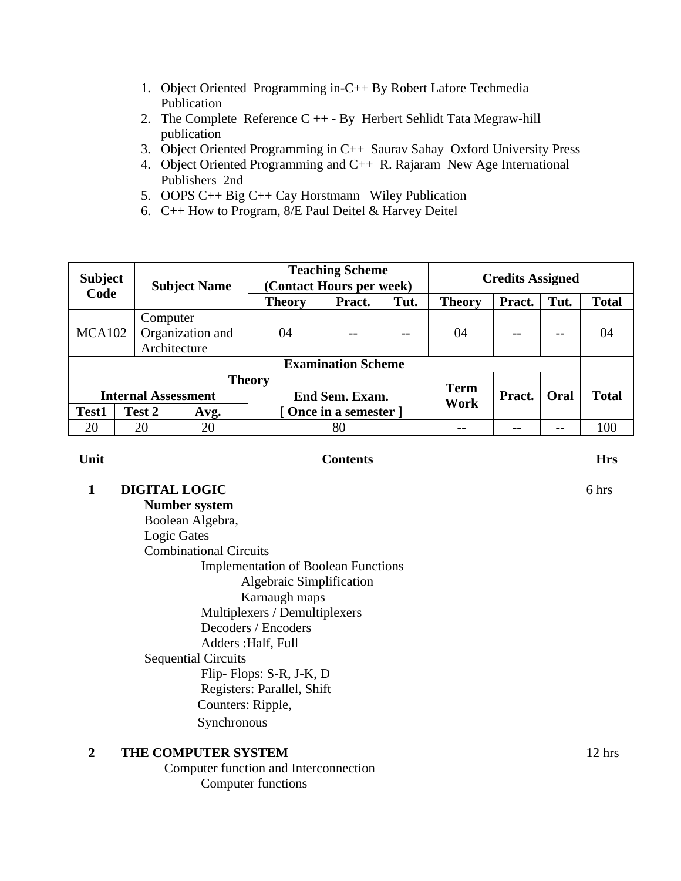1. Object Oriented Programming in-C++ By Robert Lafore Techmedia Publication
2. The Complete Reference C ++ - By Herbert Sehlidt Tata Megraw-hill publication
3. Object Oriented Programming in C++ Saurav Sahay Oxford University Press
4. Object Oriented Programming and C++ R. Rajaram New Age International Publishers 2nd
5. OOPS C++ Big C++ Cay Horstmann Wiley Publication
6. C++ How to Program, 8/E Paul Deitel & Harvey Deitel

| **Subject Code** | **Subject Name** | **Teaching Scheme (Contact Hours per week)** | | | **Credits Assigned** | | | |
|---|---|---|---|---|---|---|---|---|
| | | **Theory** | **Pract.** | **Tut.** | **Theory** | **Pract.** | **Tut.** | **Total** |
| MCA102 | Computer Organization and Architecture | 04 | -- | -- | 04 | -- | -- | 04 |

| **Examination Scheme** | | | | | | | |
|---|---|---|---|---|---|---|---|
| **Theory** | | | | **Term Work** | **Pract.** | **Oral** | **Total** |
| **Internal Assessment** | | | **End Sem. Exam. [ Once in a semester ]** | | | | |
| **Test1** | **Test 2** | **Avg.** | | | | | |
| 20 | 20 | 20 | 80 | -- | -- | -- | 100 |

| **Unit** | **Contents** | **Hrs** |
|---|---|---|

**1 DIGITAL LOGIC** — 6 hrs

- **Number system**
- Boolean Algebra,
- Logic Gates
- Combinational Circuits
  - Implementation of Boolean Functions
    - Algebraic Simplification
    - Karnaugh maps
  - Multiplexers / Demultiplexers
  - Decoders / Encoders
  - Adders :Half, Full
- Sequential Circuits
  - Flip- Flops: S-R, J-K, D
  - Registers: Parallel, Shift
  - Counters: Ripple,
  - Synchronous

**2 THE COMPUTER SYSTEM** — 12 hrs

- Computer function and Interconnection
  - Computer functions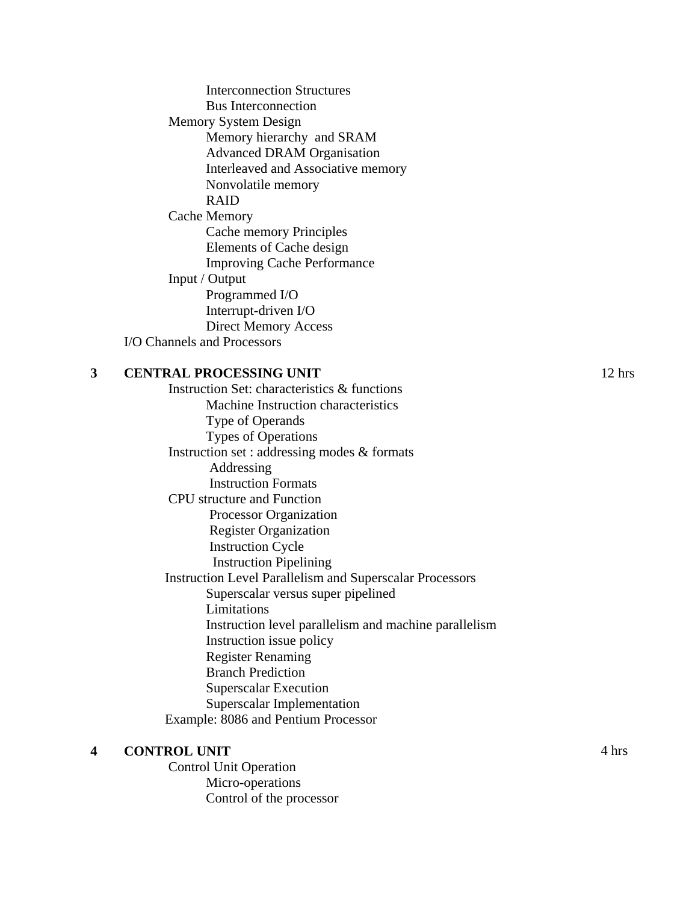- Interconnection Structures
- Bus Interconnection

Memory System Design

- Memory hierarchy and SRAM
- Advanced DRAM Organisation
- Interleaved and Associative memory
- Nonvolatile memory
- RAID

Cache Memory

- Cache memory Principles
- Elements of Cache design
- Improving Cache Performance

Input / Output

- Programmed I/O
- Interrupt-driven I/O
- Direct Memory Access

I/O Channels and Processors

## 3 CENTRAL PROCESSING UNIT — 12 hrs

Instruction Set: characteristics & functions

- Machine Instruction characteristics
- Type of Operands
- Types of Operations

Instruction set : addressing modes & formats

- Addressing
- Instruction Formats

CPU structure and Function

- Processor Organization
- Register Organization
- Instruction Cycle
- Instruction Pipelining

Instruction Level Parallelism and Superscalar Processors

- Superscalar versus super pipelined
- Limitations
- Instruction level parallelism and machine parallelism
- Instruction issue policy
- Register Renaming
- Branch Prediction
- Superscalar Execution
- Superscalar Implementation

Example: 8086 and Pentium Processor

## 4 CONTROL UNIT — 4 hrs

Control Unit Operation

- Micro-operations
- Control of the processor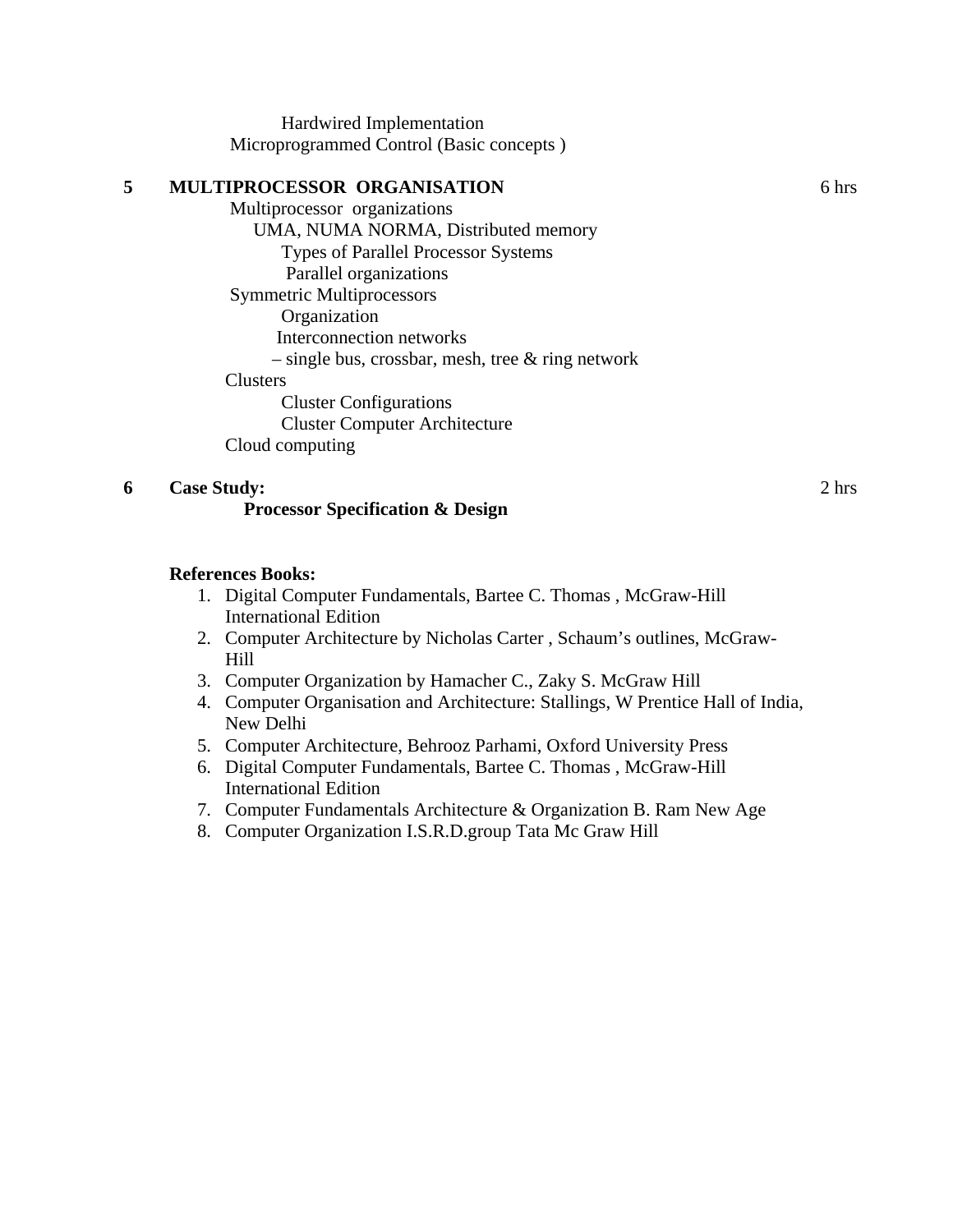Hardwired Implementation

Microprogrammed Control (Basic concepts )

| | | |
|---|---|---|
| **5** | **MULTIPROCESSOR ORGANISATION** | 6 hrs |

- Multiprocessor organizations
  - UMA, NUMA NORMA, Distributed memory
    - Types of Parallel Processor Systems
    - Parallel organizations
- Symmetric Multiprocessors
  - Organization
  - Interconnection networks
  - – single bus, crossbar, mesh, tree & ring network
- Clusters
  - Cluster Configurations
  - Cluster Computer Architecture
- Cloud computing

| | | |
|---|---|---|
| **6** | **Case Study:** | 2 hrs |

**Processor Specification & Design**

**References Books:**

1. Digital Computer Fundamentals, Bartee C. Thomas , McGraw-Hill International Edition
2. Computer Architecture by Nicholas Carter , Schaum's outlines, McGraw-Hill
3. Computer Organization by Hamacher C., Zaky S. McGraw Hill
4. Computer Organisation and Architecture: Stallings, W Prentice Hall of India, New Delhi
5. Computer Architecture, Behrooz Parhami, Oxford University Press
6. Digital Computer Fundamentals, Bartee C. Thomas , McGraw-Hill International Edition
7. Computer Fundamentals Architecture & Organization B. Ram New Age
8. Computer Organization I.S.R.D.group Tata Mc Graw Hill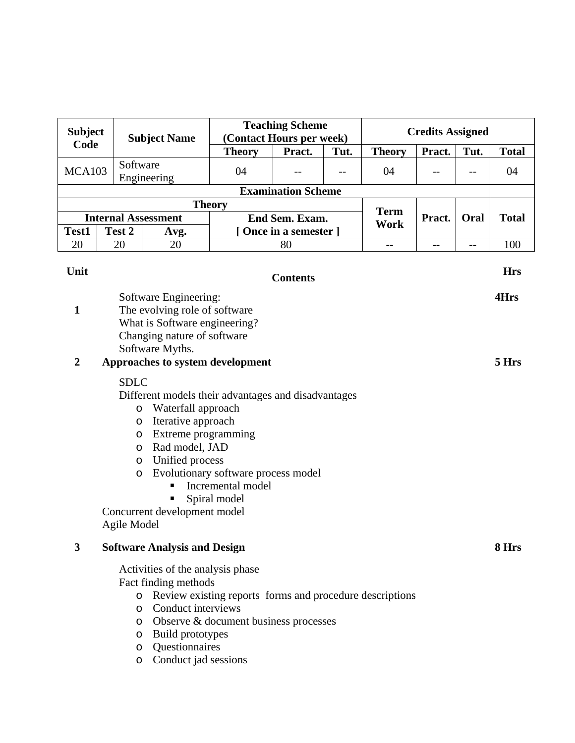| Subject Code | Subject Name | Teaching Scheme (Contact Hours per week) | | | Credits Assigned | | | |
|---|---|---|---|---|---|---|---|---|
| | | Theory | Pract. | Tut. | Theory | Pract. | Tut. | Total |
| MCA103 | Software Engineering | 04 | -- | -- | 04 | -- | -- | 04 |

| Examination Scheme | | | | | | | |
|---|---|---|---|---|---|---|---|
| Theory | | | | Term Work | Pract. | Oral | Total |
| Internal Assessment | | | End Sem. Exam. [ Once in a semester ] | | | | |
| Test1 | Test 2 | Avg. | | | | | |
| 20 | 20 | 20 | 80 | -- | -- | -- | 100 |

| Unit | Contents | Hrs |
|---|---|---|
| 1 | Software Engineering: The evolving role of software; What is Software engineering?; Changing nature of software; Software Myths. | 4Hrs |
| 2 | **Approaches to system development** | 5 Hrs |
| 3 | **Software Analysis and Design** | 8 Hrs |

**Unit 1** — Software Engineering: **4Hrs**

- The evolving role of software
- What is Software engineering?
- Changing nature of software
- Software Myths.

**Unit 2 — Approaches to system development** — **5 Hrs**

SDLC

Different models their advantages and disadvantages

- Waterfall approach
- Iterative approach
- Extreme programming
- Rad model, JAD
- Unified process
- Evolutionary software process model
  - Incremental model
  - Spiral model

Concurrent development model

Agile Model

**Unit 3 — Software Analysis and Design** — **8 Hrs**

Activities of the analysis phase

Fact finding methods

- Review existing reports forms and procedure descriptions
- Conduct interviews
- Observe & document business processes
- Build prototypes
- Questionnaires
- Conduct jad sessions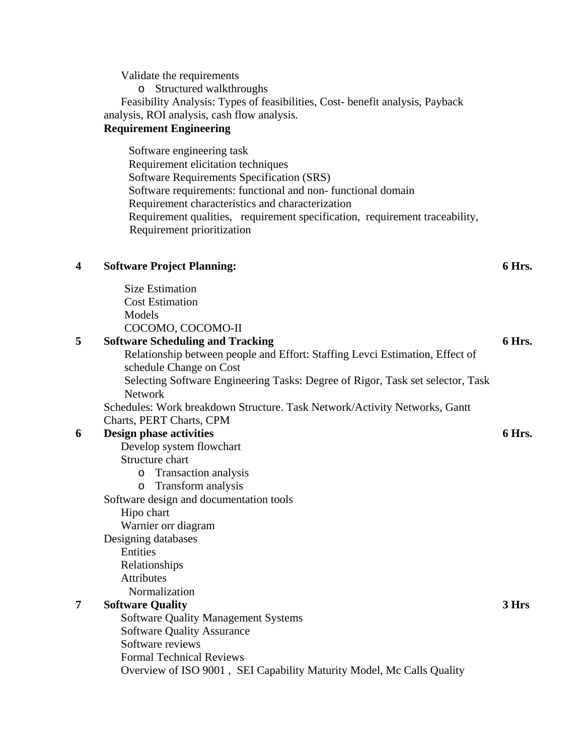Validate the requirements

- Structured walkthroughs

Feasibility Analysis: Types of feasibilities, Cost- benefit analysis, Payback analysis, ROI analysis, cash flow analysis.

**Requirement Engineering**

Software engineering task
Requirement elicitation techniques
Software Requirements Specification (SRS)
Software requirements: functional and non- functional domain
Requirement characteristics and characterization
Requirement qualities, requirement specification, requirement traceability,
Requirement prioritization

| | | |
|---|---|---|
| **4** | **Software Project Planning:** | **6 Hrs.** |
| | Size Estimation<br>Cost Estimation<br>Models<br>COCOMO, COCOMO-II | |
| **5** | **Software Scheduling and Tracking** | **6 Hrs.** |
| | Relationship between people and Effort: Staffing Levci Estimation, Effect of schedule Change on Cost<br>Selecting Software Engineering Tasks: Degree of Rigor, Task set selector, Task Network<br>Schedules: Work breakdown Structure. Task Network/Activity Networks, Gantt Charts, PERT Charts, CPM | |
| **6** | **Design phase activities** | **6 Hrs.** |
| | Develop system flowchart<br>Structure chart<br>o Transaction analysis<br>o Transform analysis<br>Software design and documentation tools<br>Hipo chart<br>Warnier orr diagram<br>Designing databases<br>Entities<br>Relationships<br>Attributes<br>Normalization | |
| **7** | **Software Quality** | **3 Hrs** |
| | Software Quality Management Systems<br>Software Quality Assurance<br>Software reviews<br>Formal Technical Reviews<br>Overview of ISO 9001 , SEI Capability Maturity Model, Mc Calls Quality | |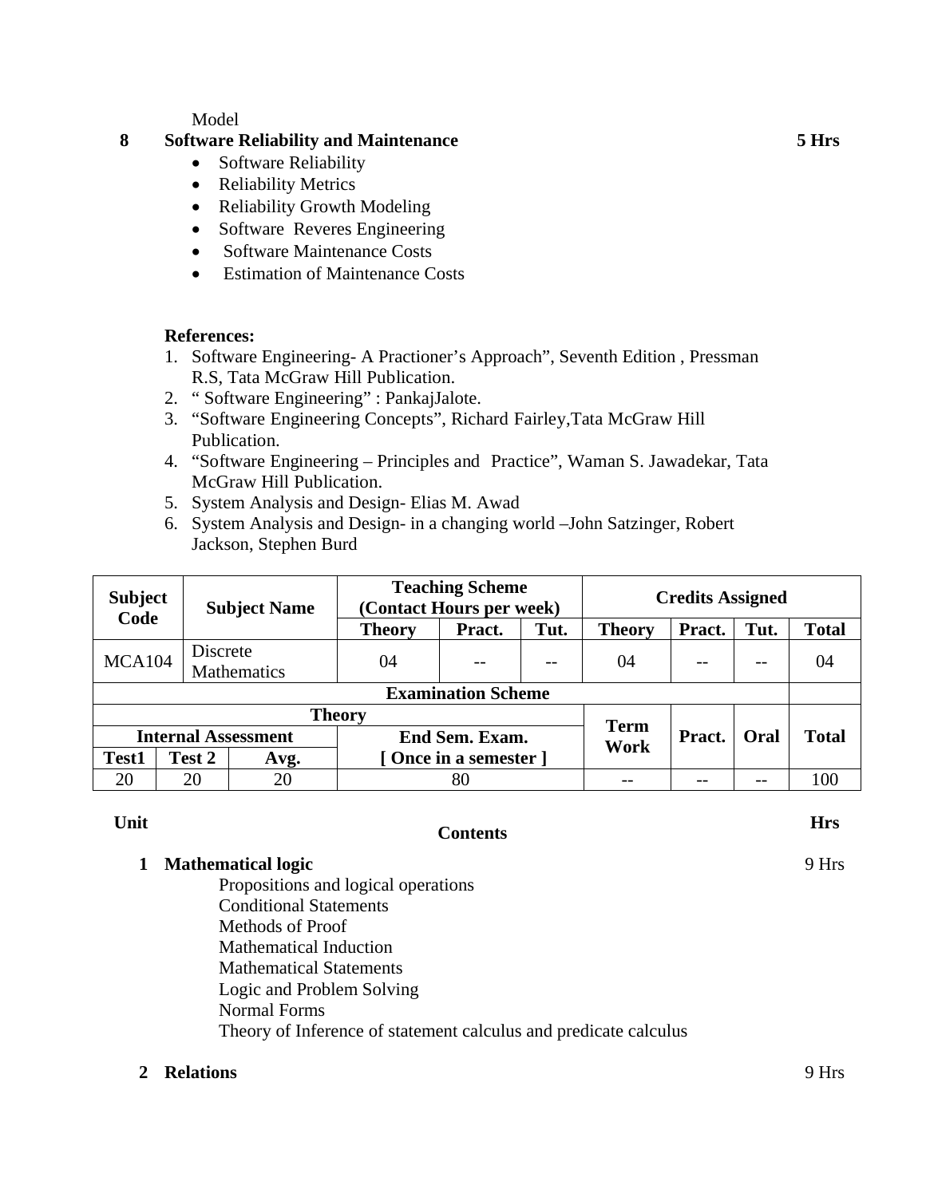Model

**8 Software Reliability and Maintenance** **5 Hrs**

- Software Reliability
- Reliability Metrics
- Reliability Growth Modeling
- Software Reveres Engineering
- Software Maintenance Costs
- Estimation of Maintenance Costs

**References:**

1. Software Engineering- A Practioner's Approach", Seventh Edition , Pressman R.S, Tata McGraw Hill Publication.
2. " Software Engineering" : PankajJalote.
3. "Software Engineering Concepts", Richard Fairley,Tata McGraw Hill Publication.
4. "Software Engineering – Principles and Practice", Waman S. Jawadekar, Tata McGraw Hill Publication.
5. System Analysis and Design- Elias M. Awad
6. System Analysis and Design- in a changing world –John Satzinger, Robert Jackson, Stephen Burd

| Subject Code | Subject Name | Teaching Scheme (Contact Hours per week) | | | Credits Assigned | | | |
|---|---|---|---|---|---|---|---|---|
| | | Theory | Pract. | Tut. | Theory | Pract. | Tut. | Total |
| MCA104 | Discrete Mathematics | 04 | -- | -- | 04 | -- | -- | 04 |

| Examination Scheme | | | | | | | |
|---|---|---|---|---|---|---|---|
| Theory | | | | Term Work | Pract. | Oral | Total |
| Internal Assessment | | | End Sem. Exam. [ Once in a semester ] | | | | |
| Test1 | Test 2 | Avg. | | | | | |
| 20 | 20 | 20 | 80 | -- | -- | -- | 100 |

| Unit | Contents | Hrs |
|---|---|---|

**1 Mathematical logic** 9 Hrs

Propositions and logical operations
Conditional Statements
Methods of Proof
Mathematical Induction
Mathematical Statements
Logic and Problem Solving
Normal Forms
Theory of Inference of statement calculus and predicate calculus

**2 Relations** 9 Hrs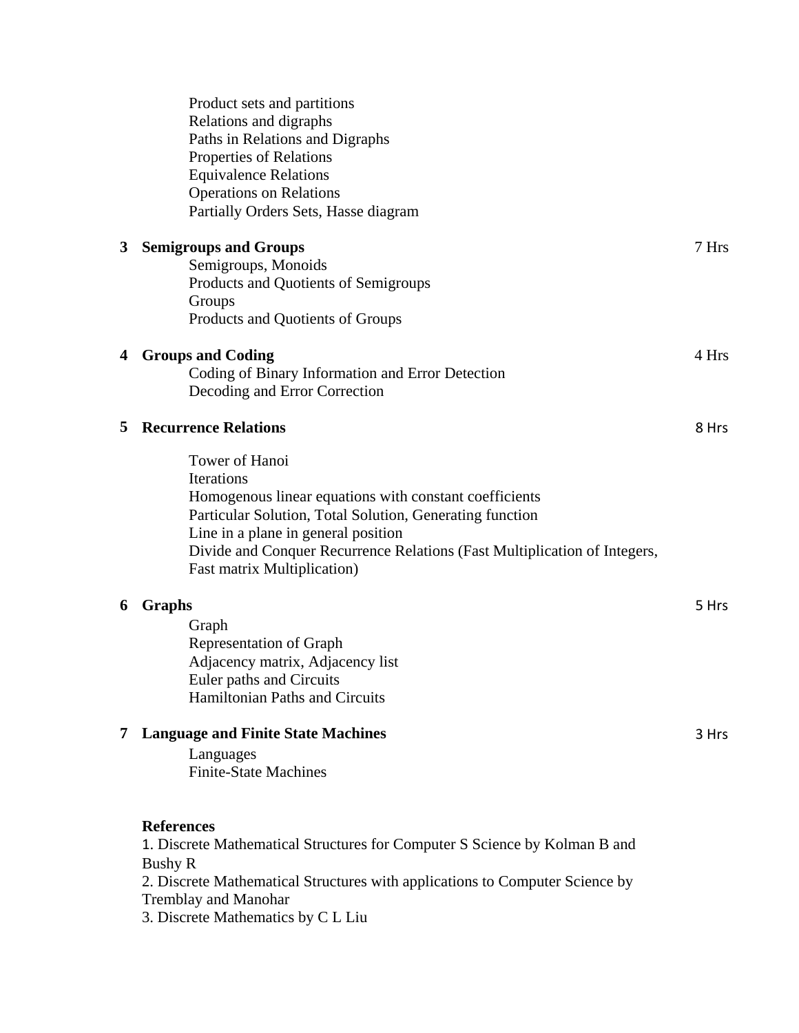Product sets and partitions
Relations and digraphs
Paths in Relations and Digraphs
Properties of Relations
Equivalence Relations
Operations on Relations
Partially Orders Sets, Hasse diagram

| | | |
|---|---|---|
| **3** | **Semigroups and Groups**<br>Semigroups, Monoids<br>Products and Quotients of Semigroups<br>Groups<br>Products and Quotients of Groups | 7 Hrs |
| **4** | **Groups and Coding**<br>Coding of Binary Information and Error Detection<br>Decoding and Error Correction | 4 Hrs |
| **5** | **Recurrence Relations**<br>Tower of Hanoi<br>Iterations<br>Homogenous linear equations with constant coefficients<br>Particular Solution, Total Solution, Generating function<br>Line in a plane in general position<br>Divide and Conquer Recurrence Relations (Fast Multiplication of Integers, Fast matrix Multiplication) | 8 Hrs |
| **6** | **Graphs**<br>Graph<br>Representation of Graph<br>Adjacency matrix, Adjacency list<br>Euler paths and Circuits<br>Hamiltonian Paths and Circuits | 5 Hrs |
| **7** | **Language and Finite State Machines**<br>Languages<br>Finite-State Machines | 3 Hrs |

**References**

1. Discrete Mathematical Structures for Computer S Science by Kolman B and Bushy R
2. Discrete Mathematical Structures with applications to Computer Science by Tremblay and Manohar
3. Discrete Mathematics by C L Liu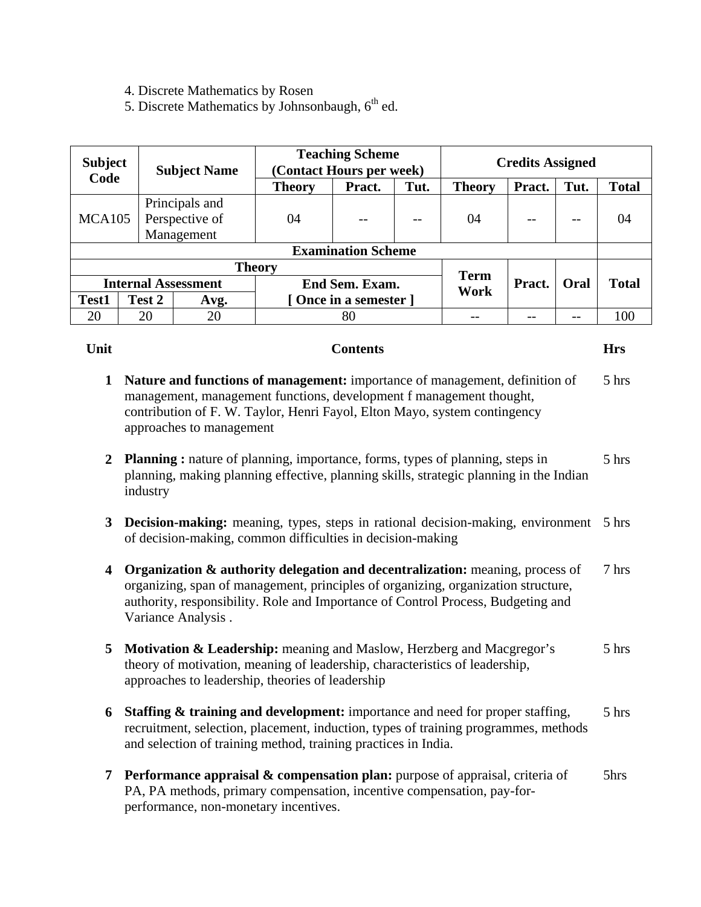4. Discrete Mathematics by Rosen
5. Discrete Mathematics by Johnsonbaugh, 6th ed.

| Subject Code | Subject Name | Teaching Scheme (Contact Hours per week) | | | Credits Assigned | | | |
|---|---|---|---|---|---|---|---|---|
| | | Theory | Pract. | Tut. | Theory | Pract. | Tut. | Total |
| MCA105 | Principals and Perspective of Management | 04 | -- | -- | 04 | -- | -- | 04 |

| Examination Scheme | | | | | | | |
|---|---|---|---|---|---|---|---|
| Theory | | | | Term Work | Pract. | Oral | Total |
| Internal Assessment | | | End Sem. Exam. [ Once in a semester ] | | | | |
| Test1 | Test 2 | Avg. | | | | | |
| 20 | 20 | 20 | 80 | -- | -- | -- | 100 |

| Unit | Contents | Hrs |
|---|---|---|
| 1 | **Nature and functions of management:** importance of management, definition of management, management functions, development f management thought, contribution of F. W. Taylor, Henri Fayol, Elton Mayo, system contingency approaches to management | 5 hrs |
| 2 | **Planning :** nature of planning, importance, forms, types of planning, steps in planning, making planning effective, planning skills, strategic planning in the Indian industry | 5 hrs |
| 3 | **Decision-making:** meaning, types, steps in rational decision-making, environment of decision-making, common difficulties in decision-making | 5 hrs |
| 4 | **Organization & authority delegation and decentralization:** meaning, process of organizing, span of management, principles of organizing, organization structure, authority, responsibility. Role and Importance of Control Process, Budgeting and Variance Analysis . | 7 hrs |
| 5 | **Motivation & Leadership:** meaning and Maslow, Herzberg and Macgregor's theory of motivation, meaning of leadership, characteristics of leadership, approaches to leadership, theories of leadership | 5 hrs |
| 6 | **Staffing & training and development:** importance and need for proper staffing, recruitment, selection, placement, induction, types of training programmes, methods and selection of training method, training practices in India. | 5 hrs |
| 7 | **Performance appraisal & compensation plan:** purpose of appraisal, criteria of PA, PA methods, primary compensation, incentive compensation, pay-for-performance, non-monetary incentives. | 5hrs |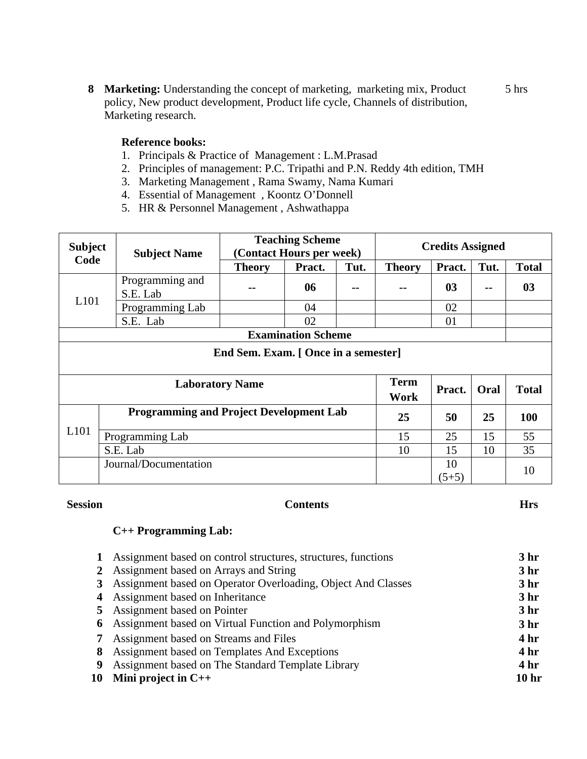**8 Marketing:** Understanding the concept of marketing, marketing mix, Product policy, New product development, Product life cycle, Channels of distribution, Marketing research. — 5 hrs

**Reference books:**

1. Principals & Practice of Management : L.M.Prasad
2. Principles of management: P.C. Tripathi and P.N. Reddy 4th edition, TMH
3. Marketing Management , Rama Swamy, Nama Kumari
4. Essential of Management , Koontz O'Donnell
5. HR & Personnel Management , Ashwathappa

| Subject Code | Subject Name | Teaching Scheme (Contact Hours per week) | | | Credits Assigned | | | |
|---|---|---|---|---|---|---|---|---|
| | | **Theory** | **Pract.** | **Tut.** | **Theory** | **Pract.** | **Tut.** | **Total** |
| L101 | Programming and S.E. Lab | **--** | **06** | **--** | **--** | **03** | **--** | **03** |
| | Programming Lab | | 04 | | | 02 | | |
| | S.E. Lab | | 02 | | | 01 | | |

**Examination Scheme**

**End Sem. Exam. [ Once in a semester]**

| | Laboratory Name | Term Work | Pract. | Oral | Total |
|---|---|---|---|---|---|
| L101 | **Programming and Project Development Lab** | **25** | **50** | **25** | **100** |
| | Programming Lab | 15 | 25 | 15 | 55 |
| | S.E. Lab | 10 | 15 | 10 | 35 |
| | Journal/Documentation | | 10 (5+5) | | 10 |

| Session | Contents | Hrs |
|---|---|---|
| | **C++ Programming Lab:** | |
| **1** | Assignment based on control structures, structures, functions | **3 hr** |
| **2** | Assignment based on Arrays and String | **3 hr** |
| **3** | Assignment based on Operator Overloading, Object And Classes | **3 hr** |
| **4** | Assignment based on Inheritance | **3 hr** |
| **5** | Assignment based on Pointer | **3 hr** |
| **6** | Assignment based on Virtual Function and Polymorphism | **3 hr** |
| **7** | Assignment based on Streams and Files | **4 hr** |
| **8** | Assignment based on Templates And Exceptions | **4 hr** |
| **9** | Assignment based on The Standard Template Library | **4 hr** |
| **10** | **Mini project in C++** | **10 hr** |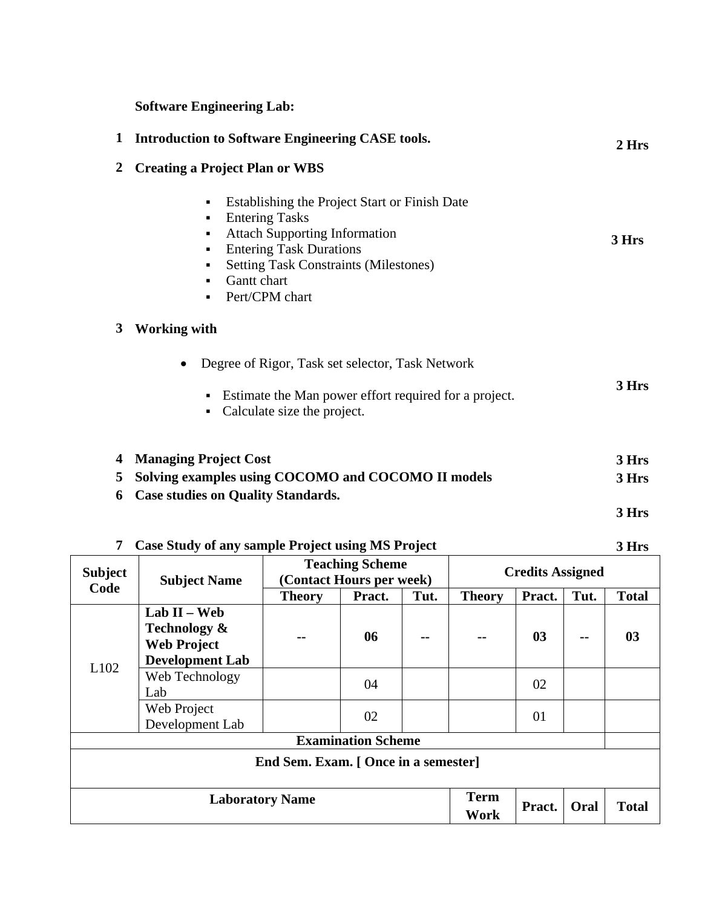**Software Engineering Lab:**

| | | |
|---|---|---|
| **1** | **Introduction to Software Engineering CASE tools.** | **2 Hrs** |
| **2** | **Creating a Project Plan or WBS**<br>▪ Establishing the Project Start or Finish Date<br>▪ Entering Tasks<br>▪ Attach Supporting Information<br>▪ Entering Task Durations<br>▪ Setting Task Constraints (Milestones)<br>▪ Gantt chart<br>▪ Pert/CPM chart | **3 Hrs** |
| **3** | **Working with**<br>• Degree of Rigor, Task set selector, Task Network<br>▪ Estimate the Man power effort required for a project.<br>▪ Calculate size the project. | **3 Hrs** |
| **4** | **Managing Project Cost** | **3 Hrs** |
| **5** | **Solving examples using COCOMO and COCOMO II models** | **3 Hrs** |
| **6** | **Case studies on Quality Standards.** | **3 Hrs** |
| **7** | **Case Study of any sample Project using MS Project** | **3 Hrs** |

| **Subject Code** | **Subject Name** | **Teaching Scheme (Contact Hours per week)** | | | **Credits Assigned** | | | |
|---|---|---|---|---|---|---|---|---|
| | | **Theory** | **Pract.** | **Tut.** | **Theory** | **Pract.** | **Tut.** | **Total** |
| L102 | **Lab II – Web Technology & Web Project Development Lab** | **--** | **06** | **--** | **--** | **03** | **--** | **03** |
| | Web Technology Lab | | 04 | | | 02 | | |
| | Web Project Development Lab | | 02 | | | 01 | | |
| **Examination Scheme** | | | | | | | | |
| **End Sem. Exam. [ Once in a semester]** | | | | | | | | |
| **Laboratory Name** | | | | | **Term Work** | **Pract.** | **Oral** | **Total** |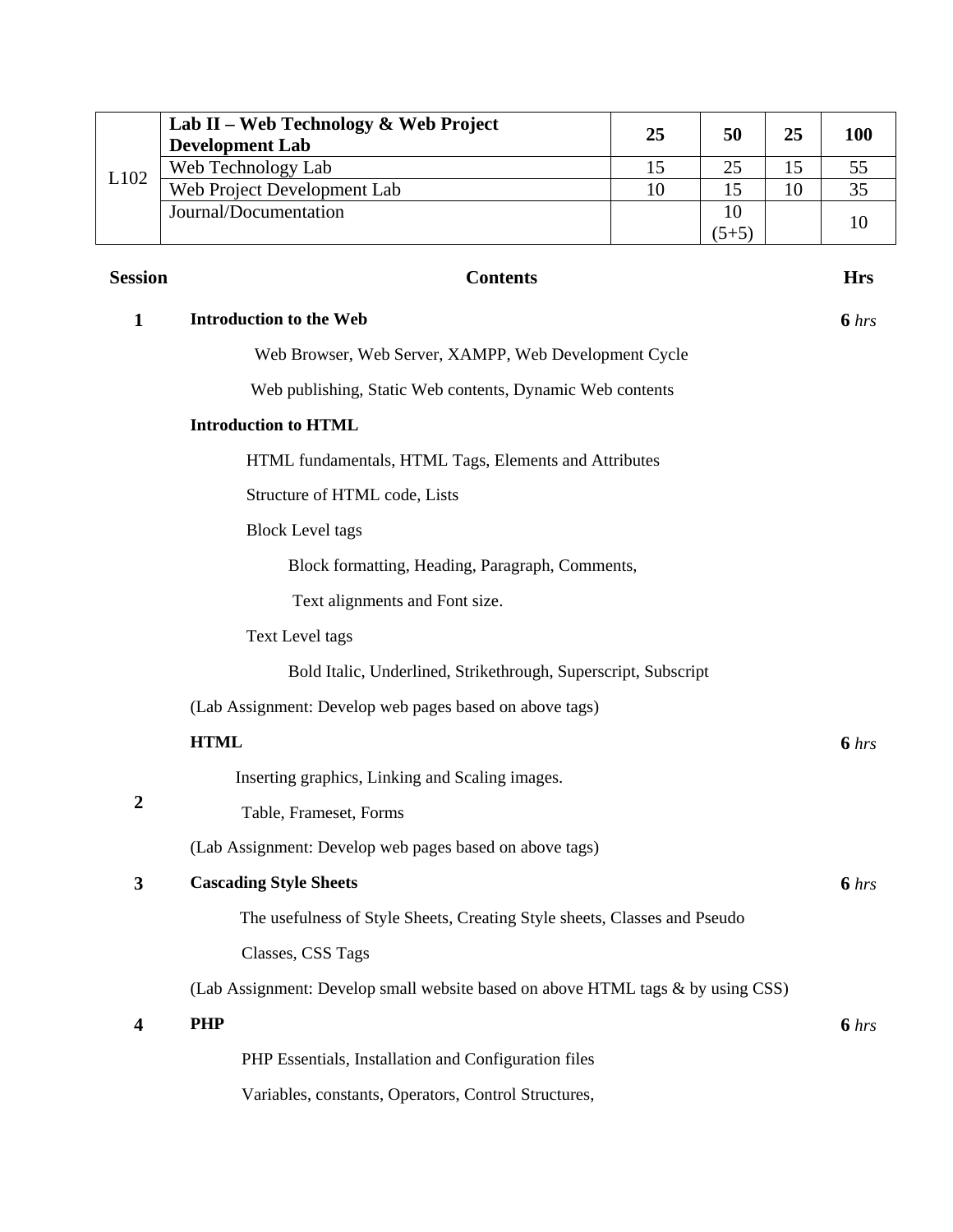| | | | | | |
|---|---|---|---|---|---|
| L102 | **Lab II – Web Technology & Web Project Development Lab** | **25** | **50** | **25** | **100** |
| | Web Technology Lab | 15 | 25 | 15 | 55 |
| | Web Project Development Lab | 10 | 15 | 10 | 35 |
| | Journal/Documentation | | 10 (5+5) | | 10 |

| Session | Contents | Hrs |
|---|---|---|
| **1** | **Introduction to the Web** | **6** *hrs* |
| | Web Browser, Web Server, XAMPP, Web Development Cycle | |
| | Web publishing, Static Web contents, Dynamic Web contents | |
| | **Introduction to HTML** | |
| | HTML fundamentals, HTML Tags, Elements and Attributes | |
| | Structure of HTML code, Lists | |
| | Block Level tags | |
| | Block formatting, Heading, Paragraph, Comments, | |
| | Text alignments and Font size. | |
| | Text Level tags | |
| | Bold Italic, Underlined, Strikethrough, Superscript, Subscript | |
| | (Lab Assignment: Develop web pages based on above tags) | |
| **2** | **HTML** | **6** *hrs* |
| | Inserting graphics, Linking and Scaling images. | |
| | Table, Frameset, Forms | |
| | (Lab Assignment: Develop web pages based on above tags) | |
| **3** | **Cascading Style Sheets** | **6** *hrs* |
| | The usefulness of Style Sheets, Creating Style sheets, Classes and Pseudo Classes, CSS Tags | |
| | (Lab Assignment: Develop small website based on above HTML tags & by using CSS) | |
| **4** | **PHP** | **6** *hrs* |
| | PHP Essentials, Installation and Configuration files | |
| | Variables, constants, Operators, Control Structures, | |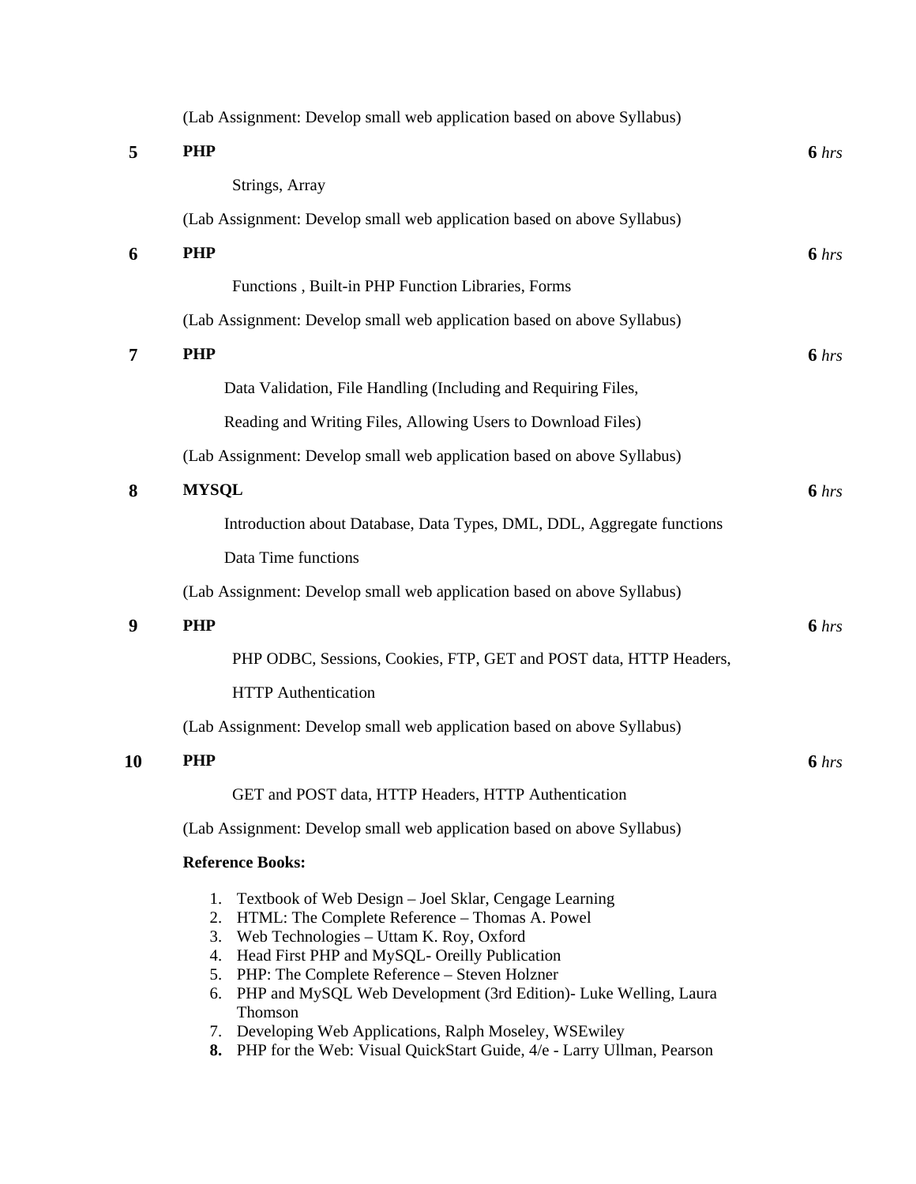(Lab Assignment: Develop small web application based on above Syllabus)

| | | |
|---|---|---|
| **5** | **PHP** | **6** *hrs* |
| | Strings, Array | |
| | (Lab Assignment: Develop small web application based on above Syllabus) | |
| **6** | **PHP** | **6** *hrs* |
| | Functions , Built-in PHP Function Libraries, Forms | |
| | (Lab Assignment: Develop small web application based on above Syllabus) | |
| **7** | **PHP** | **6** *hrs* |
| | Data Validation, File Handling (Including and Requiring Files, Reading and Writing Files, Allowing Users to Download Files) | |
| | (Lab Assignment: Develop small web application based on above Syllabus) | |
| **8** | **MYSQL** | **6** *hrs* |
| | Introduction about Database, Data Types, DML, DDL, Aggregate functions Data Time functions | |
| | (Lab Assignment: Develop small web application based on above Syllabus) | |
| **9** | **PHP** | **6** *hrs* |
| | PHP ODBC, Sessions, Cookies, FTP, GET and POST data, HTTP Headers, HTTP Authentication | |
| | (Lab Assignment: Develop small web application based on above Syllabus) | |
| **10** | **PHP** | **6** *hrs* |
| | GET and POST data, HTTP Headers, HTTP Authentication | |
| | (Lab Assignment: Develop small web application based on above Syllabus) | |

**Reference Books:**

1. Textbook of Web Design – Joel Sklar, Cengage Learning
2. HTML: The Complete Reference – Thomas A. Powel
3. Web Technologies – Uttam K. Roy, Oxford
4. Head First PHP and MySQL- Oreilly Publication
5. PHP: The Complete Reference – Steven Holzner
6. PHP and MySQL Web Development (3rd Edition)- Luke Welling, Laura Thomson
7. Developing Web Applications, Ralph Moseley, WSEwiley
8. PHP for the Web: Visual QuickStart Guide, 4/e - Larry Ullman, Pearson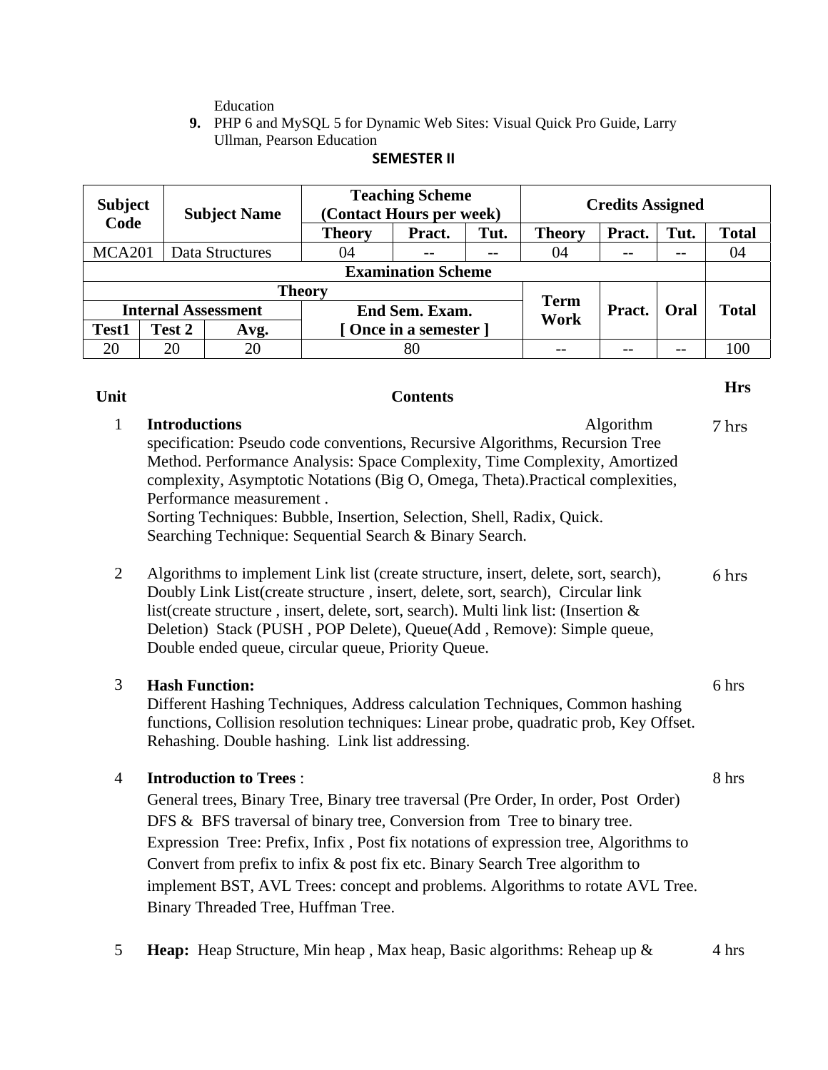Education

9. PHP 6 and MySQL 5 for Dynamic Web Sites: Visual Quick Pro Guide, Larry Ullman, Pearson Education

## SEMESTER II

| Subject Code | Subject Name | Teaching Scheme (Contact Hours per week) | | | Credits Assigned | | | |
|---|---|---|---|---|---|---|---|---|
| | | Theory | Pract. | Tut. | Theory | Pract. | Tut. | Total |
| MCA201 | Data Structures | 04 | -- | -- | 04 | -- | -- | 04 |

| Examination Scheme | | | | | | | |
|---|---|---|---|---|---|---|---|
| Theory | | | | Term Work | Pract. | Oral | Total |
| Internal Assessment | | | End Sem. Exam. [ Once in a semester ] | | | | |
| Test1 | Test 2 | Avg. | | | | | |
| 20 | 20 | 20 | 80 | -- | -- | -- | 100 |

| Unit | Contents | Hrs |
|---|---|---|
| 1 | **Introductions** Algorithm specification: Pseudo code conventions, Recursive Algorithms, Recursion Tree Method. Performance Analysis: Space Complexity, Time Complexity, Amortized complexity, Asymptotic Notations (Big O, Omega, Theta).Practical complexities, Performance measurement . Sorting Techniques: Bubble, Insertion, Selection, Shell, Radix, Quick. Searching Technique: Sequential Search & Binary Search. | 7 hrs |
| 2 | Algorithms to implement Link list (create structure, insert, delete, sort, search), Doubly Link List(create structure , insert, delete, sort, search), Circular link list(create structure , insert, delete, sort, search). Multi link list: (Insertion & Deletion) Stack (PUSH , POP Delete), Queue(Add , Remove): Simple queue, Double ended queue, circular queue, Priority Queue. | 6 hrs |
| 3 | **Hash Function:** Different Hashing Techniques, Address calculation Techniques, Common hashing functions, Collision resolution techniques: Linear probe, quadratic prob, Key Offset. Rehashing. Double hashing. Link list addressing. | 6 hrs |
| 4 | **Introduction to Trees** : General trees, Binary Tree, Binary tree traversal (Pre Order, In order, Post Order) DFS & BFS traversal of binary tree, Conversion from Tree to binary tree. Expression Tree: Prefix, Infix , Post fix notations of expression tree, Algorithms to Convert from prefix to infix & post fix etc. Binary Search Tree algorithm to implement BST, AVL Trees: concept and problems. Algorithms to rotate AVL Tree. Binary Threaded Tree, Huffman Tree. | 8 hrs |
| 5 | **Heap:** Heap Structure, Min heap , Max heap, Basic algorithms: Reheap up & | 4 hrs |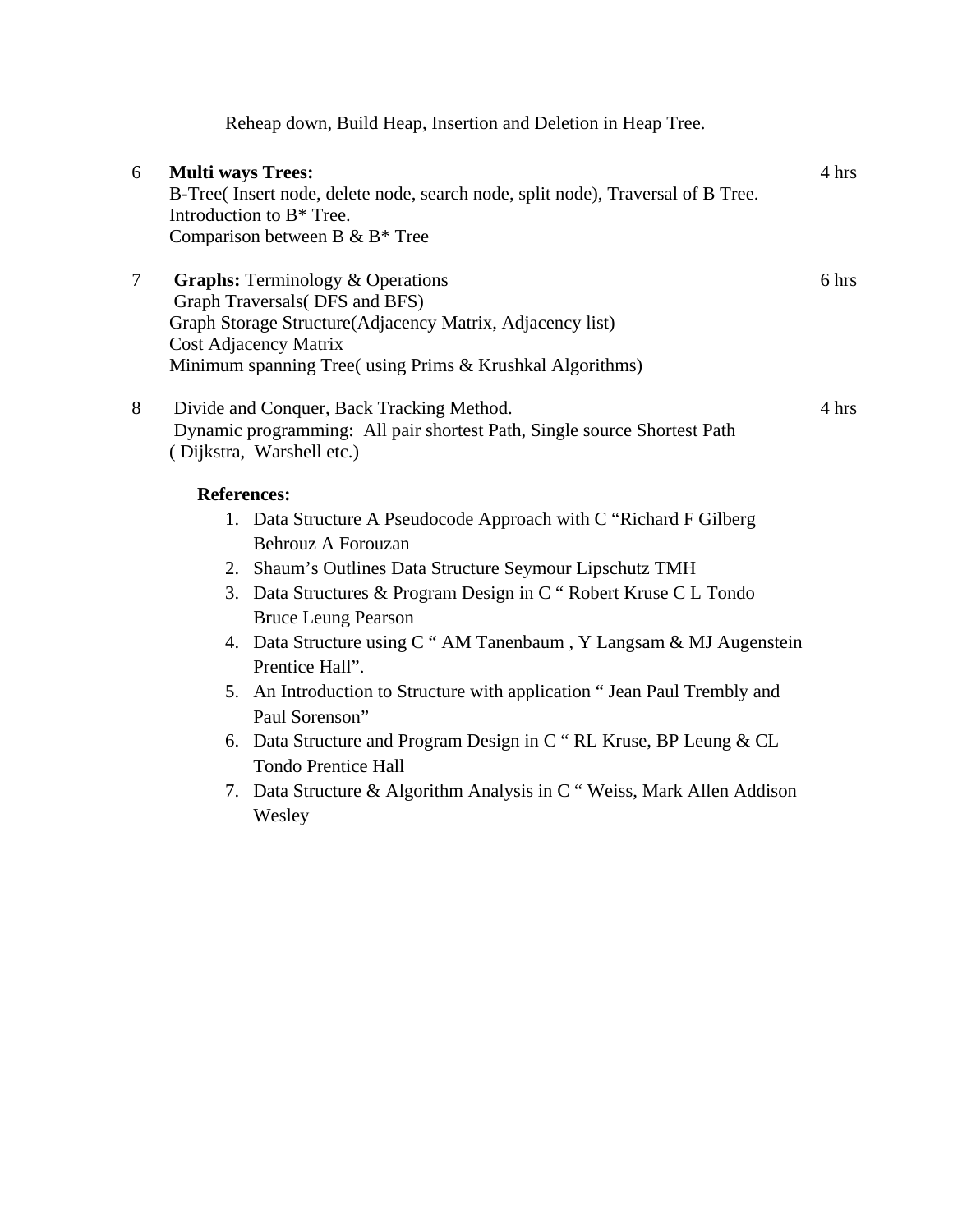Reheap down, Build Heap, Insertion and Deletion in Heap Tree.

| | | |
|---|---|---|
| 6 | **Multi ways Trees:**<br>B-Tree( Insert node, delete node, search node, split node), Traversal of B Tree.<br>Introduction to B* Tree.<br>Comparison between B & B* Tree | 4 hrs |
| 7 | **Graphs:** Terminology & Operations<br>Graph Traversals( DFS and BFS)<br>Graph Storage Structure(Adjacency Matrix, Adjacency list)<br>Cost Adjacency Matrix<br>Minimum spanning Tree( using Prims & Krushkal Algorithms) | 6 hrs |
| 8 | Divide and Conquer, Back Tracking Method.<br>Dynamic programming: All pair shortest Path, Single source Shortest Path<br>( Dijkstra, Warshell etc.) | 4 hrs |

**References:**

1. Data Structure A Pseudocode Approach with C “Richard F Gilberg Behrouz A Forouzan
2. Shaum’s Outlines Data Structure Seymour Lipschutz TMH
3. Data Structures & Program Design in C “ Robert Kruse C L Tondo Bruce Leung Pearson
4. Data Structure using C “ AM Tanenbaum , Y Langsam & MJ Augenstein Prentice Hall”.
5. An Introduction to Structure with application “ Jean Paul Trembly and Paul Sorenson”
6. Data Structure and Program Design in C “ RL Kruse, BP Leung & CL Tondo Prentice Hall
7. Data Structure & Algorithm Analysis in C “ Weiss, Mark Allen Addison Wesley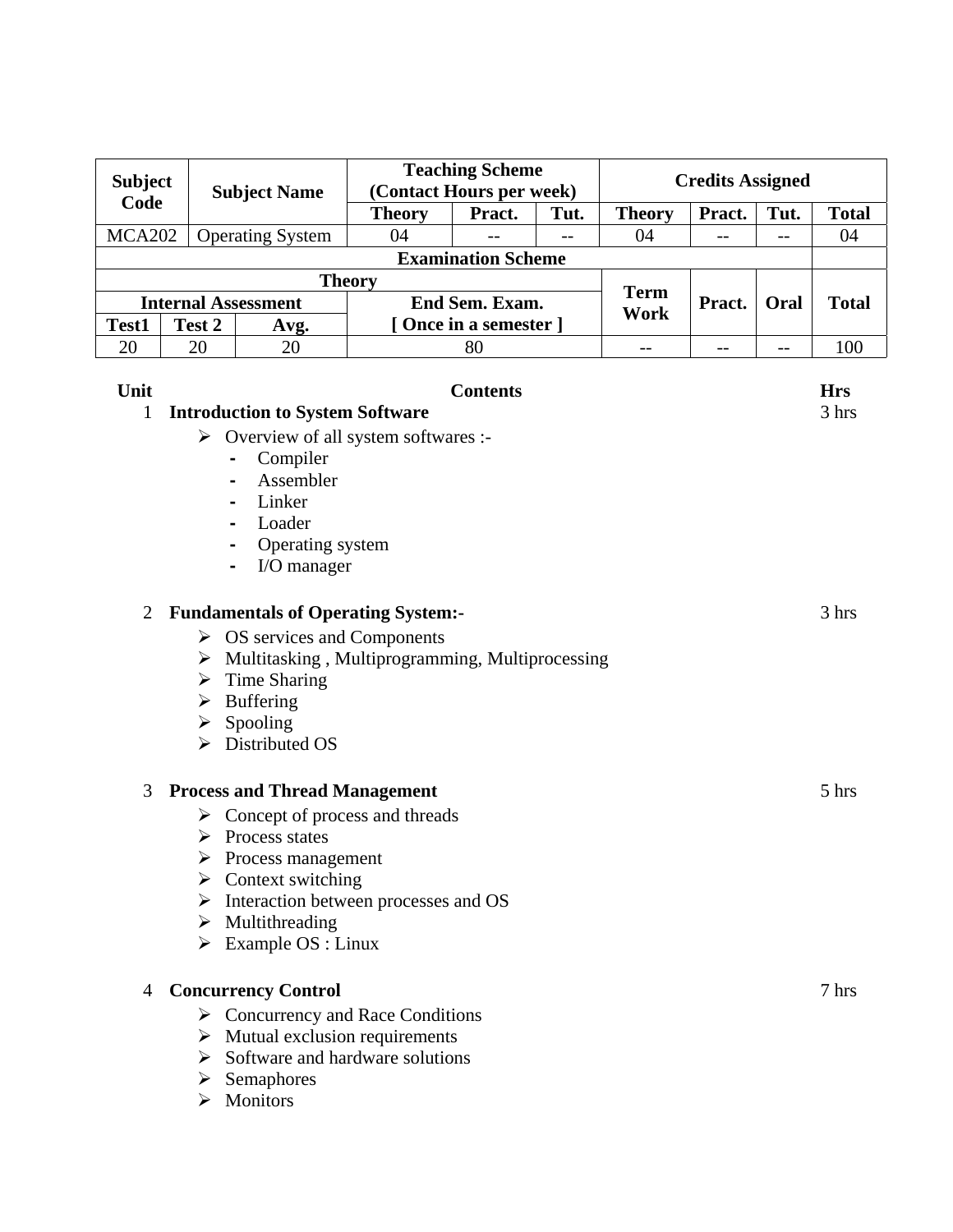| Subject Code | Subject Name | Teaching Scheme (Contact Hours per week) | | | Credits Assigned | | | |
|---|---|---|---|---|---|---|---|---|
| | | Theory | Pract. | Tut. | Theory | Pract. | Tut. | Total |
| MCA202 | Operating System | 04 | -- | -- | 04 | -- | -- | 04 |

| Examination Scheme | | | | | | | |
|---|---|---|---|---|---|---|---|
| Theory | | | | Term Work | Pract. | Oral | Total |
| Internal Assessment | | | End Sem. Exam. [ Once in a semester ] | | | | |
| Test1 | Test 2 | Avg. | | | | | |
| 20 | 20 | 20 | 80 | -- | -- | -- | 100 |

| Unit | Contents | Hrs |
|---|---|---|
| 1 | **Introduction to System Software** | 3 hrs |
| 2 | **Fundamentals of Operating System:-** | 3 hrs |
| 3 | **Process and Thread Management** | 5 hrs |
| 4 | **Concurrency Control** | 7 hrs |

**Unit 1 – Introduction to System Software** (3 hrs)

- Overview of all system softwares :-
  - Compiler
  - Assembler
  - Linker
  - Loader
  - Operating system
  - I/O manager

**Unit 2 – Fundamentals of Operating System:-** (3 hrs)

- OS services and Components
- Multitasking , Multiprogramming, Multiprocessing
- Time Sharing
- Buffering
- Spooling
- Distributed OS

**Unit 3 – Process and Thread Management** (5 hrs)

- Concept of process and threads
- Process states
- Process management
- Context switching
- Interaction between processes and OS
- Multithreading
- Example OS : Linux

**Unit 4 – Concurrency Control** (7 hrs)

- Concurrency and Race Conditions
- Mutual exclusion requirements
- Software and hardware solutions
- Semaphores
- Monitors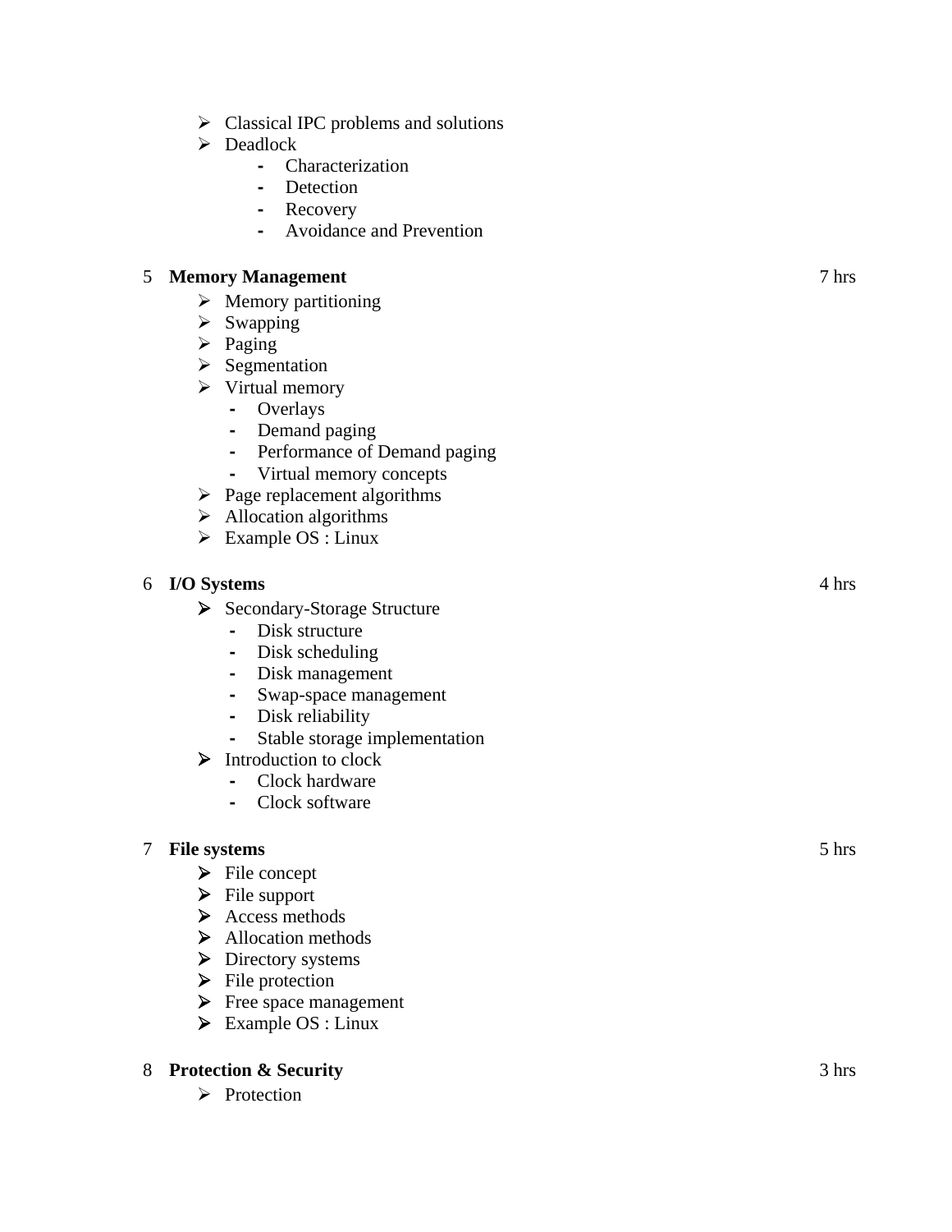- Classical IPC problems and solutions
- Deadlock
  - Characterization
  - Detection
  - Recovery
  - Avoidance and Prevention

5 **Memory Management** 7 hrs

- Memory partitioning
- Swapping
- Paging
- Segmentation
- Virtual memory
  - Overlays
  - Demand paging
  - Performance of Demand paging
  - Virtual memory concepts
- Page replacement algorithms
- Allocation algorithms
- Example OS : Linux

6 **I/O Systems** 4 hrs

- Secondary-Storage Structure
  - Disk structure
  - Disk scheduling
  - Disk management
  - Swap-space management
  - Disk reliability
  - Stable storage implementation
- Introduction to clock
  - Clock hardware
  - Clock software

7 **File systems** 5 hrs

- File concept
- File support
- Access methods
- Allocation methods
- Directory systems
- File protection
- Free space management
- Example OS : Linux

8 **Protection & Security** 3 hrs

- Protection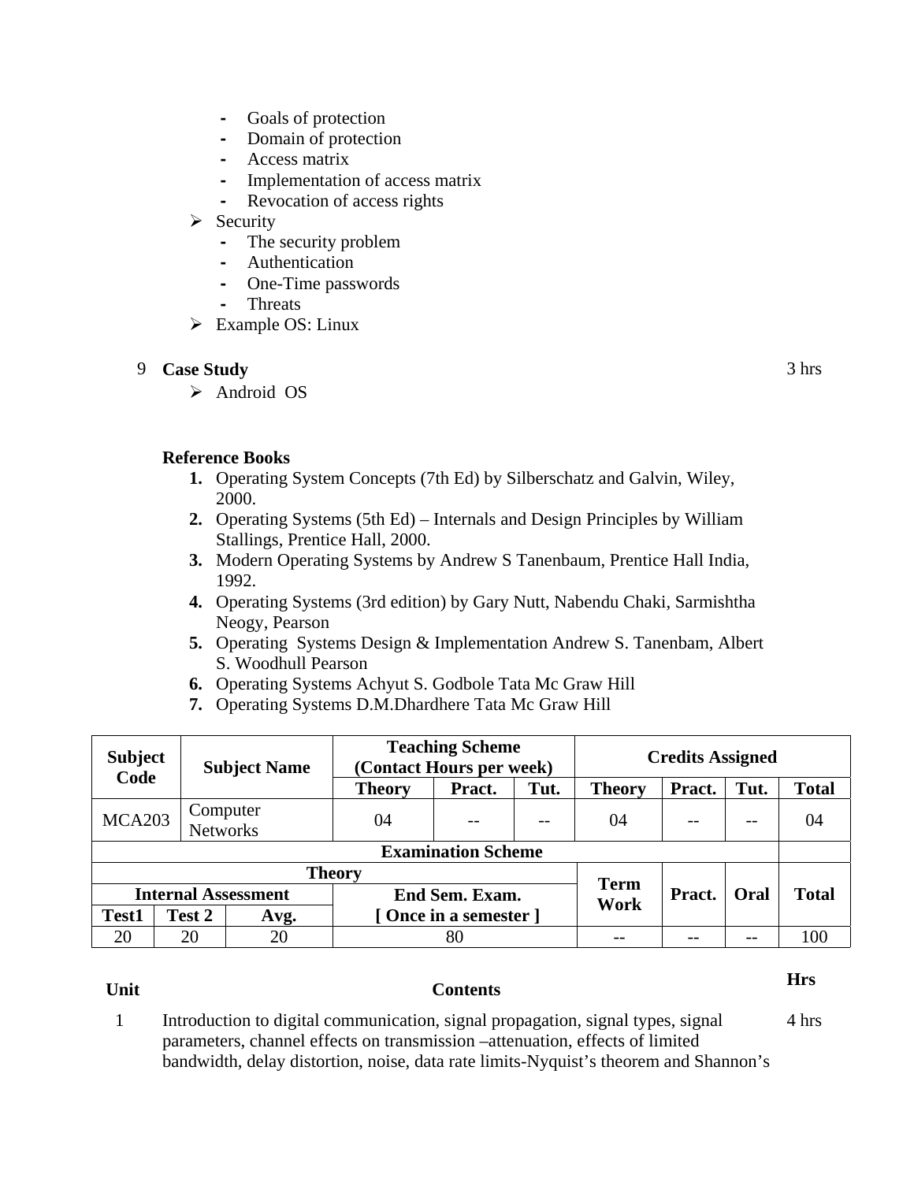- Goals of protection
- Domain of protection
- Access matrix
- Implementation of access matrix
- Revocation of access rights

➢ Security
- The security problem
- Authentication
- One-Time passwords
- Threats

➢ Example OS: Linux

| 9 | **Case Study** | 3 hrs |
|---|---|---|
| | ➢ Android OS | |

**Reference Books**

1. Operating System Concepts (7th Ed) by Silberschatz and Galvin, Wiley, 2000.
2. Operating Systems (5th Ed) – Internals and Design Principles by William Stallings, Prentice Hall, 2000.
3. Modern Operating Systems by Andrew S Tanenbaum, Prentice Hall India, 1992.
4. Operating Systems (3rd edition) by Gary Nutt, Nabendu Chaki, Sarmishtha Neogy, Pearson
5. Operating Systems Design & Implementation Andrew S. Tanenbam, Albert S. Woodhull Pearson
6. Operating Systems Achyut S. Godbole Tata Mc Graw Hill
7. Operating Systems D.M.Dhardhere Tata Mc Graw Hill

| Subject Code | Subject Name | Teaching Scheme (Contact Hours per week) | | | Credits Assigned | | | |
|---|---|---|---|---|---|---|---|---|
| | | Theory | Pract. | Tut. | Theory | Pract. | Tut. | Total |
| MCA203 | Computer Networks | 04 | -- | -- | 04 | -- | -- | 04 |

| Examination Scheme | | | | | | | |
|---|---|---|---|---|---|---|---|
| Theory | | | | Term Work | Pract. | Oral | Total |
| Internal Assessment | | | End Sem. Exam. [ Once in a semester ] | | | | |
| Test1 | Test 2 | Avg. | | | | | |
| 20 | 20 | 20 | 80 | -- | -- | -- | 100 |

| Unit | Contents | Hrs |
|---|---|---|
| 1 | Introduction to digital communication, signal propagation, signal types, signal parameters, channel effects on transmission –attenuation, effects of limited bandwidth, delay distortion, noise, data rate limits-Nyquist's theorem and Shannon's | 4 hrs |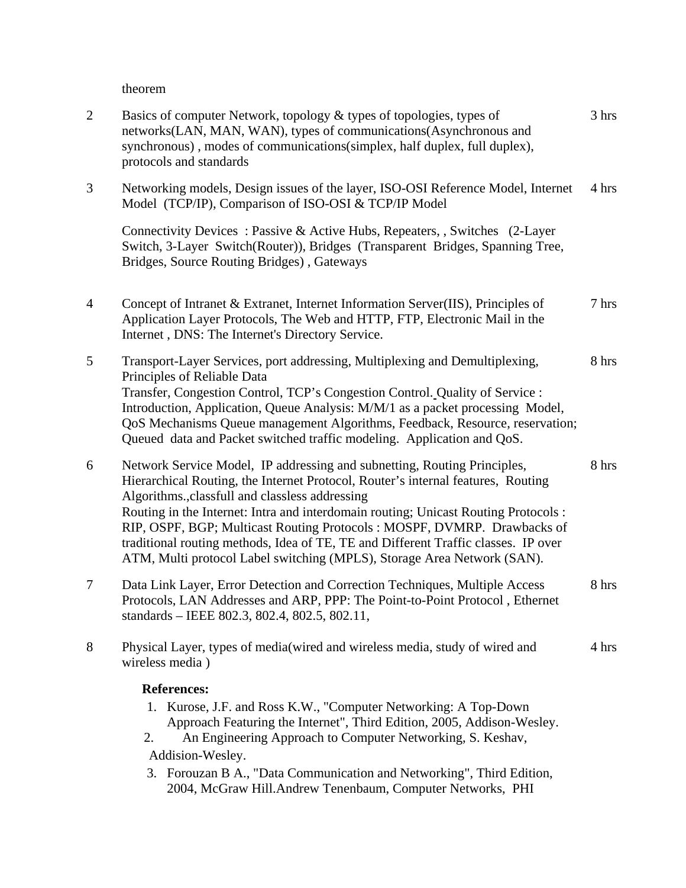theorem

| | | |
|---|---|---|
| 2 | Basics of computer Network, topology & types of topologies, types of networks(LAN, MAN, WAN), types of communications(Asynchronous and synchronous) , modes of communications(simplex, half duplex, full duplex), protocols and standards | 3 hrs |
| 3 | Networking models, Design issues of the layer, ISO-OSI Reference Model, Internet Model (TCP/IP), Comparison of ISO-OSI & TCP/IP Model<br><br>Connectivity Devices : Passive & Active Hubs, Repeaters, , Switches (2-Layer Switch, 3-Layer Switch(Router)), Bridges (Transparent Bridges, Spanning Tree, Bridges, Source Routing Bridges) , Gateways | 4 hrs |
| 4 | Concept of Intranet & Extranet, Internet Information Server(IIS), Principles of Application Layer Protocols, The Web and HTTP, FTP, Electronic Mail in the Internet , DNS: The Internet's Directory Service. | 7 hrs |
| 5 | Transport-Layer Services, port addressing, Multiplexing and Demultiplexing, Principles of Reliable Data<br>Transfer, Congestion Control, TCP's Congestion Control. Quality of Service : Introduction, Application, Queue Analysis: M/M/1 as a packet processing Model, QoS Mechanisms Queue management Algorithms, Feedback, Resource, reservation; Queued data and Packet switched traffic modeling. Application and QoS. | 8 hrs |
| 6 | Network Service Model, IP addressing and subnetting, Routing Principles, Hierarchical Routing, the Internet Protocol, Router's internal features, Routing Algorithms.,classfull and classless addressing<br>Routing in the Internet: Intra and interdomain routing; Unicast Routing Protocols : RIP, OSPF, BGP; Multicast Routing Protocols : MOSPF, DVMRP. Drawbacks of traditional routing methods, Idea of TE, TE and Different Traffic classes. IP over ATM, Multi protocol Label switching (MPLS), Storage Area Network (SAN). | 8 hrs |
| 7 | Data Link Layer, Error Detection and Correction Techniques, Multiple Access Protocols, LAN Addresses and ARP, PPP: The Point-to-Point Protocol , Ethernet standards – IEEE 802.3, 802.4, 802.5, 802.11, | 8 hrs |
| 8 | Physical Layer, types of media(wired and wireless media, study of wired and wireless media ) | 4 hrs |

**References:**

1. Kurose, J.F. and Ross K.W., "Computer Networking: A Top-Down Approach Featuring the Internet", Third Edition, 2005, Addison-Wesley.
2. An Engineering Approach to Computer Networking, S. Keshav, Addision-Wesley.
3. Forouzan B A., "Data Communication and Networking", Third Edition, 2004, McGraw Hill.Andrew Tenenbaum, Computer Networks, PHI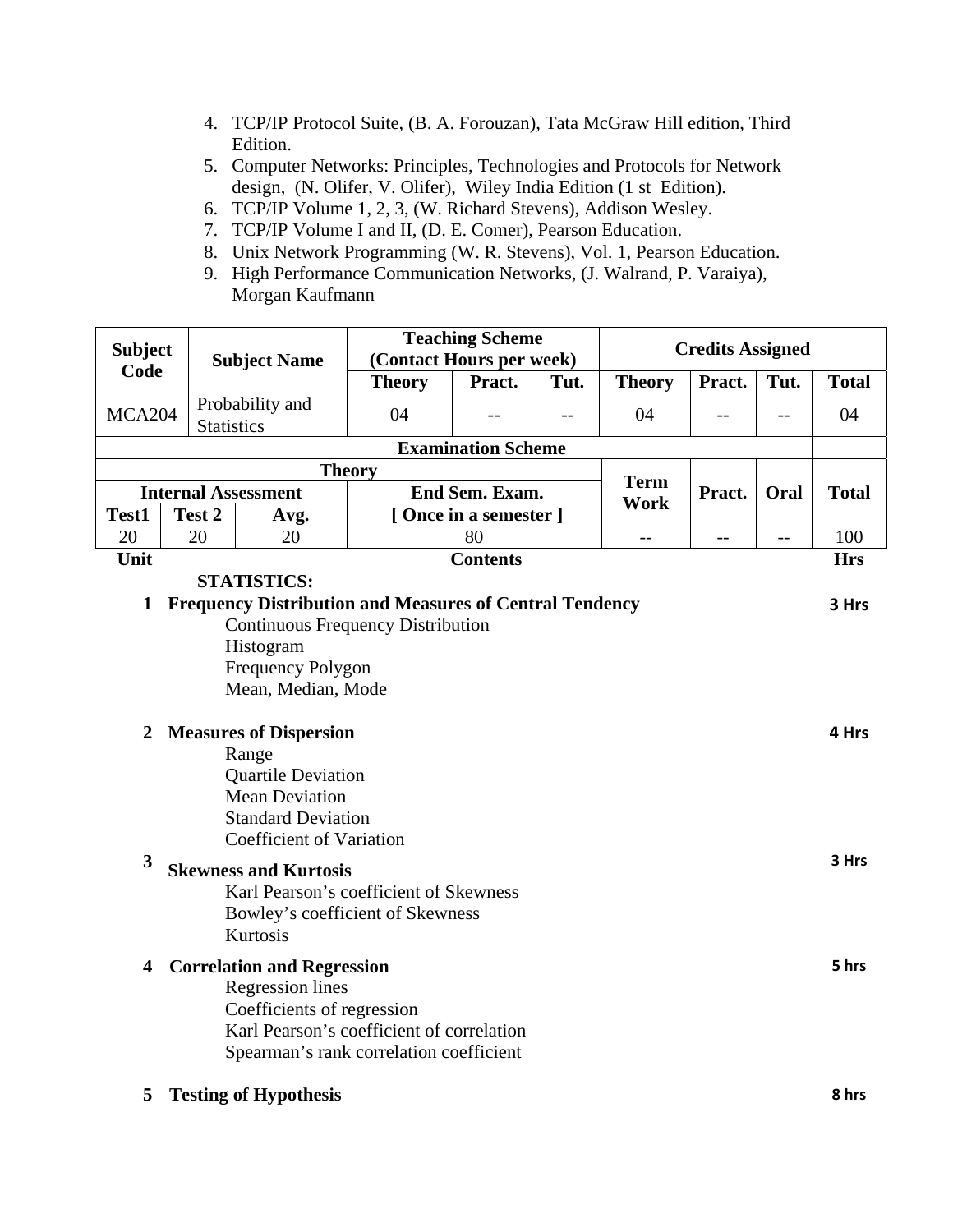4. TCP/IP Protocol Suite, (B. A. Forouzan), Tata McGraw Hill edition, Third Edition.
5. Computer Networks: Principles, Technologies and Protocols for Network design, (N. Olifer, V. Olifer), Wiley India Edition (1 st Edition).
6. TCP/IP Volume 1, 2, 3, (W. Richard Stevens), Addison Wesley.
7. TCP/IP Volume I and II, (D. E. Comer), Pearson Education.
8. Unix Network Programming (W. R. Stevens), Vol. 1, Pearson Education.
9. High Performance Communication Networks, (J. Walrand, P. Varaiya), Morgan Kaufmann

| Subject Code | Subject Name | Teaching Scheme (Contact Hours per week) | | | Credits Assigned | | | |
|---|---|---|---|---|---|---|---|---|
| | | Theory | Pract. | Tut. | Theory | Pract. | Tut. | Total |
| MCA204 | Probability and Statistics | 04 | -- | -- | 04 | -- | -- | 04 |

| Examination Scheme | | | | | | | |
|---|---|---|---|---|---|---|---|
| Theory | | | | Term Work | Pract. | Oral | Total |
| Internal Assessment | | | End Sem. Exam. [ Once in a semester ] | | | | |
| Test1 | Test 2 | Avg. | | | | | |
| 20 | 20 | 20 | 80 | -- | -- | -- | 100 |

| Unit | Contents | Hrs |
|---|---|---|
| | **STATISTICS:** | |
| 1 | **Frequency Distribution and Measures of Central Tendency**<br>Continuous Frequency Distribution<br>Histogram<br>Frequency Polygon<br>Mean, Median, Mode | 3 Hrs |
| 2 | **Measures of Dispersion**<br>Range<br>Quartile Deviation<br>Mean Deviation<br>Standard Deviation<br>Coefficient of Variation | 4 Hrs |
| 3 | **Skewness and Kurtosis**<br>Karl Pearson's coefficient of Skewness<br>Bowley's coefficient of Skewness<br>Kurtosis | 3 Hrs |
| 4 | **Correlation and Regression**<br>Regression lines<br>Coefficients of regression<br>Karl Pearson's coefficient of correlation<br>Spearman's rank correlation coefficient | 5 hrs |
| 5 | **Testing of Hypothesis** | 8 hrs |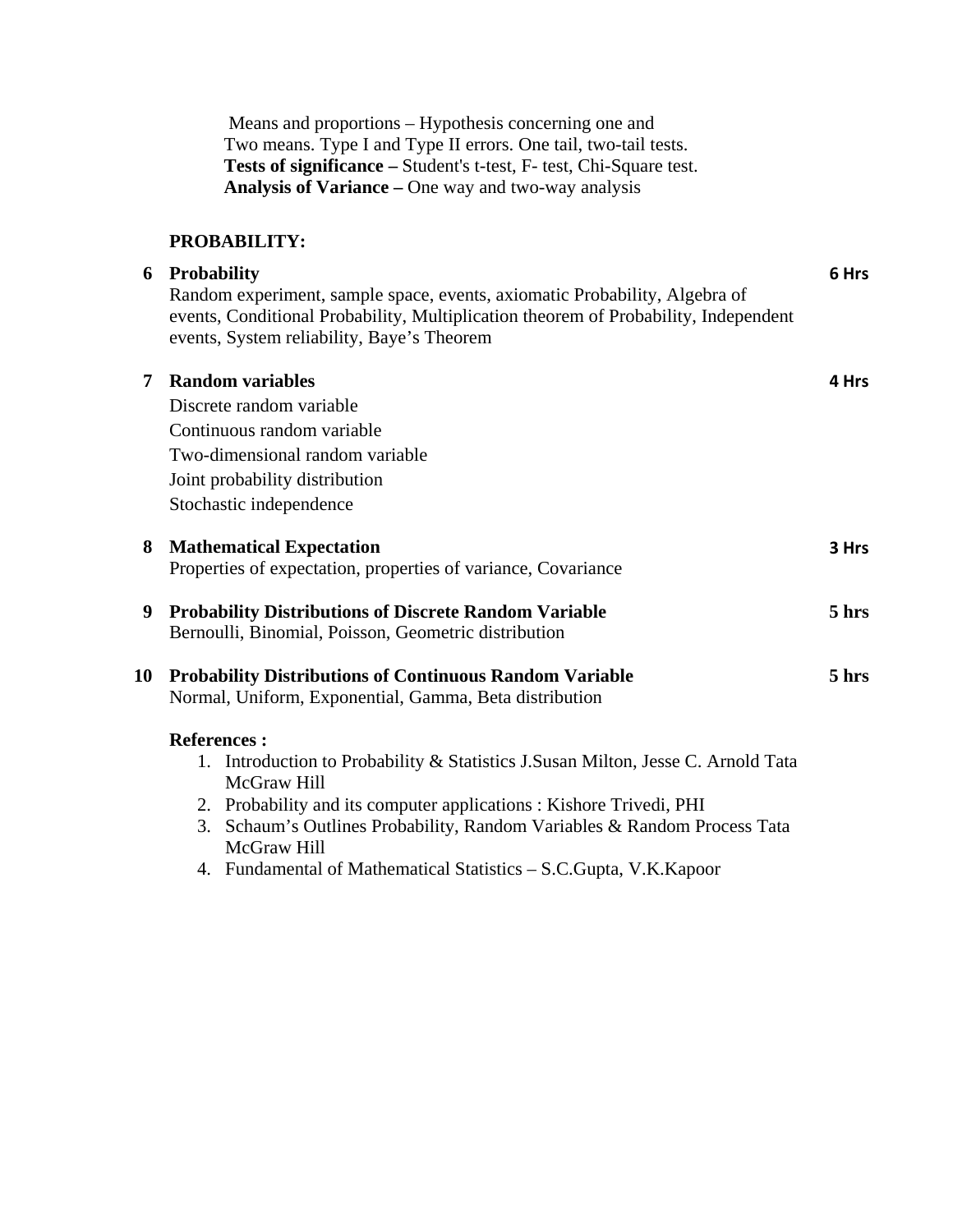Means and proportions – Hypothesis concerning one and Two means. Type I and Type II errors. One tail, two-tail tests.
**Tests of significance –** Student's t-test, F- test, Chi-Square test.
**Analysis of Variance –** One way and two-way analysis

**PROBABILITY:**

| No. | Topic | Hours |
|---|---|---|
| 6 | **Probability**<br>Random experiment, sample space, events, axiomatic Probability, Algebra of events, Conditional Probability, Multiplication theorem of Probability, Independent events, System reliability, Baye's Theorem | **6 Hrs** |
| 7 | **Random variables**<br>Discrete random variable<br>Continuous random variable<br>Two-dimensional random variable<br>Joint probability distribution<br>Stochastic independence | **4 Hrs** |
| 8 | **Mathematical Expectation**<br>Properties of expectation, properties of variance, Covariance | **3 Hrs** |
| 9 | **Probability Distributions of Discrete Random Variable**<br>Bernoulli, Binomial, Poisson, Geometric distribution | **5 hrs** |
| 10 | **Probability Distributions of Continuous Random Variable**<br>Normal, Uniform, Exponential, Gamma, Beta distribution | **5 hrs** |

**References :**

1. Introduction to Probability & Statistics J.Susan Milton, Jesse C. Arnold Tata McGraw Hill
2. Probability and its computer applications : Kishore Trivedi, PHI
3. Schaum's Outlines Probability, Random Variables & Random Process Tata McGraw Hill
4. Fundamental of Mathematical Statistics – S.C.Gupta, V.K.Kapoor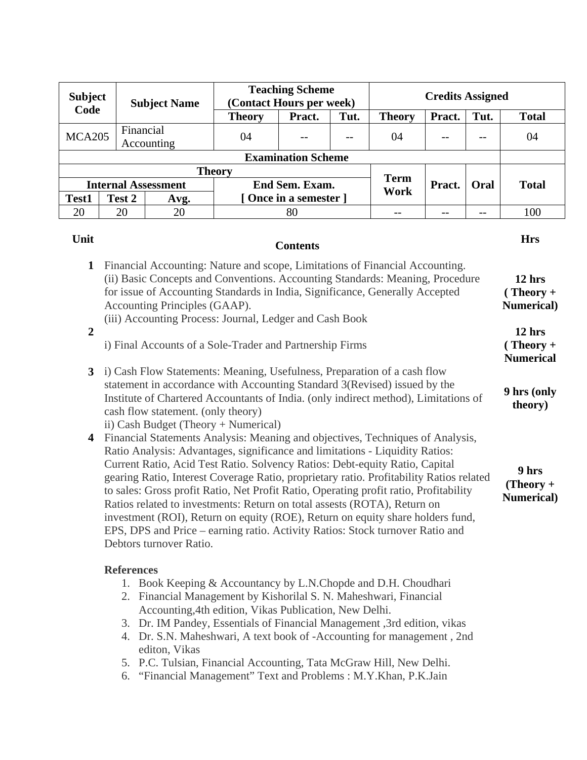| Subject Code | Subject Name | Teaching Scheme (Contact Hours per week) | | | Credits Assigned | | | |
|---|---|---|---|---|---|---|---|---|
| | | Theory | Pract. | Tut. | Theory | Pract. | Tut. | Total |
| MCA205 | Financial Accounting | 04 | -- | -- | 04 | -- | -- | 04 |

| Examination Scheme | | | | | | | |
|---|---|---|---|---|---|---|---|
| Theory | | | | Term Work | Pract. | Oral | Total |
| Internal Assessment | | | End Sem. Exam. [ Once in a semester ] | | | | |
| Test1 | Test 2 | Avg. | | | | | |
| 20 | 20 | 20 | 80 | -- | -- | -- | 100 |

| Unit | Contents | Hrs |
|---|---|---|
| 1 | Financial Accounting: Nature and scope, Limitations of Financial Accounting. (ii) Basic Concepts and Conventions. Accounting Standards: Meaning, Procedure for issue of Accounting Standards in India, Significance, Generally Accepted Accounting Principles (GAAP). (iii) Accounting Process: Journal, Ledger and Cash Book | 12 hrs ( Theory + Numerical) |
| 2 | i) Final Accounts of a Sole-Trader and Partnership Firms | 12 hrs ( Theory + Numerical |
| 3 | i) Cash Flow Statements: Meaning, Usefulness, Preparation of a cash flow statement in accordance with Accounting Standard 3(Revised) issued by the Institute of Chartered Accountants of India. (only indirect method), Limitations of cash flow statement. (only theory) ii) Cash Budget (Theory + Numerical) | 9 hrs (only theory) |
| 4 | Financial Statements Analysis: Meaning and objectives, Techniques of Analysis, Ratio Analysis: Advantages, significance and limitations - Liquidity Ratios: Current Ratio, Acid Test Ratio. Solvency Ratios: Debt-equity Ratio, Capital gearing Ratio, Interest Coverage Ratio, proprietary ratio. Profitability Ratios related to sales: Gross profit Ratio, Net Profit Ratio, Operating profit ratio, Profitability Ratios related to investments: Return on total assests (ROTA), Return on investment (ROI), Return on equity (ROE), Return on equity share holders fund, EPS, DPS and Price – earning ratio. Activity Ratios: Stock turnover Ratio and Debtors turnover Ratio. | 9 hrs (Theory + Numerical) |

**References**

1. Book Keeping & Accountancy by L.N.Chopde and D.H. Choudhari
2. Financial Management by Kishorilal S. N. Maheshwari, Financial Accounting,4th edition, Vikas Publication, New Delhi.
3. Dr. IM Pandey, Essentials of Financial Management ,3rd edition, vikas
4. Dr. S.N. Maheshwari, A text book of -Accounting for management , 2nd editon, Vikas
5. P.C. Tulsian, Financial Accounting, Tata McGraw Hill, New Delhi.
6. "Financial Management" Text and Problems : M.Y.Khan, P.K.Jain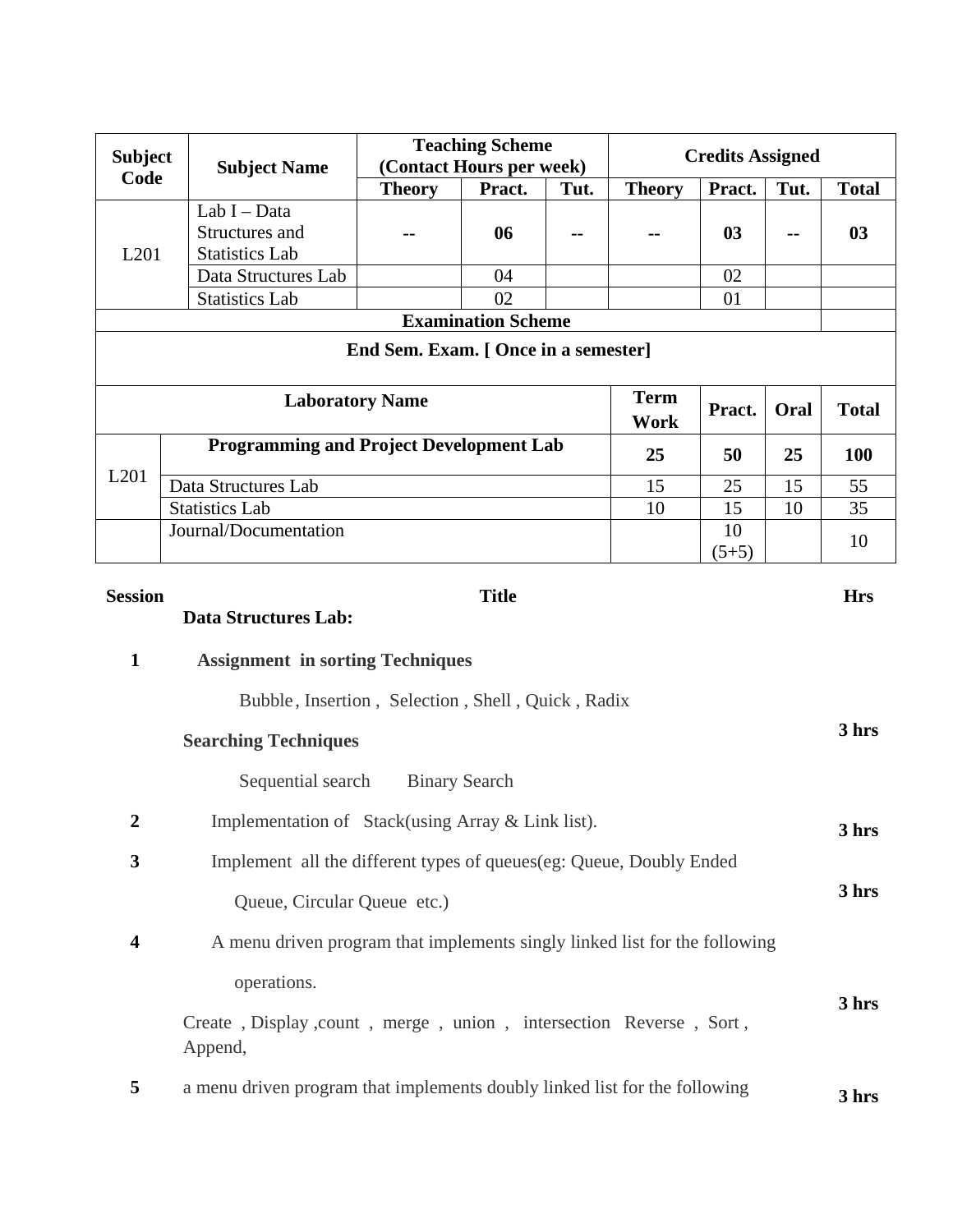| Subject Code | Subject Name | Teaching Scheme (Contact Hours per week) | | | Credits Assigned | | | |
|---|---|---|---|---|---|---|---|---|
| | | Theory | Pract. | Tut. | Theory | Pract. | Tut. | Total |
| L201 | Lab I – Data Structures and Statistics Lab | -- | **06** | -- | -- | **03** | -- | **03** |
| | Data Structures Lab | | 04 | | | 02 | | |
| | Statistics Lab | | 02 | | | 01 | | |

**Examination Scheme**

**End Sem. Exam. [ Once in a semester]**

| | Laboratory Name | Term Work | Pract. | Oral | Total |
|---|---|---|---|---|---|
| L201 | **Programming and Project Development Lab** | **25** | **50** | **25** | **100** |
| | Data Structures Lab | 15 | 25 | 15 | 55 |
| | Statistics Lab | 10 | 15 | 10 | 35 |
| | Journal/Documentation | | 10 (5+5) | | 10 |

| Session | Title | Hrs |
|---|---|---|
| | **Data Structures Lab:** | |
| **1** | **Assignment in sorting Techniques**<br>Bubble, Insertion, Selection, Shell, Quick, Radix<br>**Searching Techniques**<br>Sequential search Binary Search | **3 hrs** |
| **2** | Implementation of Stack(using Array & Link list). | **3 hrs** |
| **3** | Implement all the different types of queues(eg: Queue, Doubly Ended Queue, Circular Queue etc.) | **3 hrs** |
| **4** | A menu driven program that implements singly linked list for the following operations.<br>Create , Display ,count , merge , union , intersection Reverse , Sort , Append, | **3 hrs** |
| **5** | a menu driven program that implements doubly linked list for the following | **3 hrs** |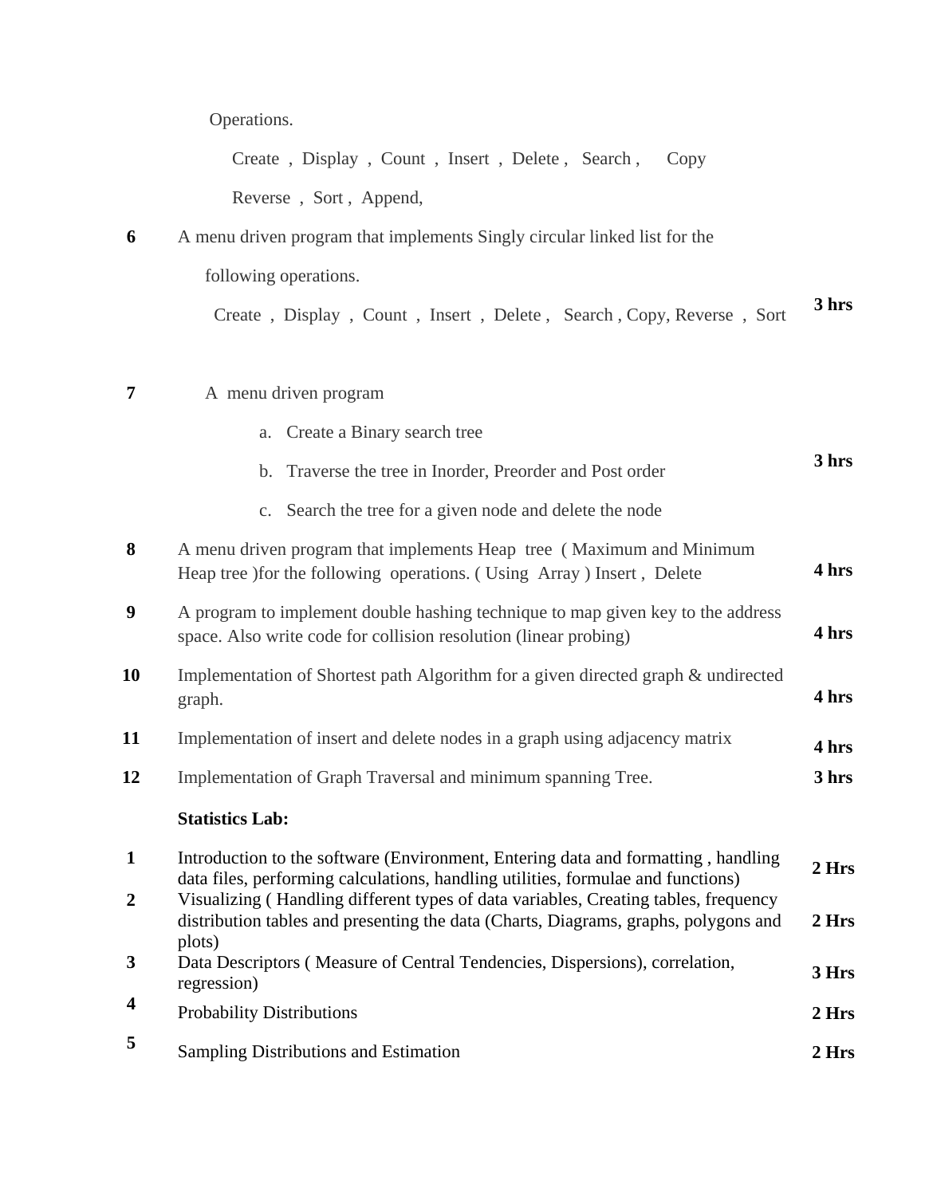| | | |
|---|---|---|
| | Operations.<br>Create , Display , Count , Insert , Delete , Search , Copy<br>Reverse , Sort , Append, | |
| **6** | A menu driven program that implements Singly circular linked list for the following operations.<br>Create , Display , Count , Insert , Delete , Search , Copy, Reverse , Sort | **3 hrs** |
| **7** | A menu driven program<br>a. Create a Binary search tree<br>b. Traverse the tree in Inorder, Preorder and Post order<br>c. Search the tree for a given node and delete the node | **3 hrs** |
| **8** | A menu driven program that implements Heap tree ( Maximum and Minimum Heap tree )for the following operations. ( Using Array ) Insert , Delete | **4 hrs** |
| **9** | A program to implement double hashing technique to map given key to the address space. Also write code for collision resolution (linear probing) | **4 hrs** |
| **10** | Implementation of Shortest path Algorithm for a given directed graph & undirected graph. | **4 hrs** |
| **11** | Implementation of insert and delete nodes in a graph using adjacency matrix | **4 hrs** |
| **12** | Implementation of Graph Traversal and minimum spanning Tree. | **3 hrs** |

**Statistics Lab:**

| | | |
|---|---|---|
| **1** | Introduction to the software (Environment, Entering data and formatting , handling data files, performing calculations, handling utilities, formulae and functions) | **2 Hrs** |
| **2** | Visualizing ( Handling different types of data variables, Creating tables, frequency distribution tables and presenting the data (Charts, Diagrams, graphs, polygons and plots) | **2 Hrs** |
| **3** | Data Descriptors ( Measure of Central Tendencies, Dispersions), correlation, regression) | **3 Hrs** |
| **4** | Probability Distributions | **2 Hrs** |
| **5** | Sampling Distributions and Estimation | **2 Hrs** |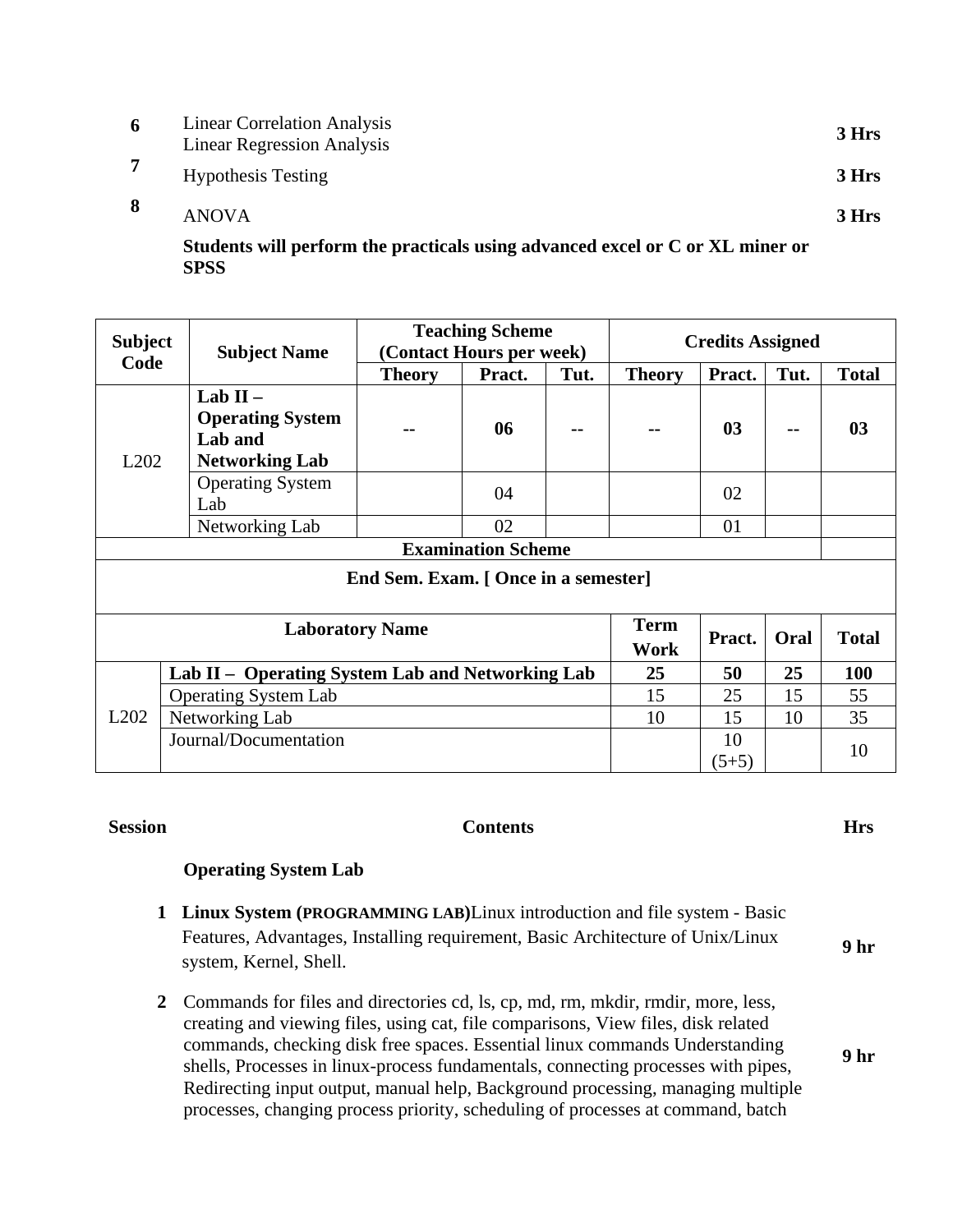| | | |
|---|---|---|
| 6 | Linear Correlation Analysis<br>Linear Regression Analysis | 3 Hrs |
| 7 | Hypothesis Testing | 3 Hrs |
| 8 | ANOVA | 3 Hrs |

**Students will perform the practicals using advanced excel or C or XL miner or SPSS**

| Subject Code | Subject Name | Teaching Scheme (Contact Hours per week) | | | Credits Assigned | | | |
|---|---|---|---|---|---|---|---|---|
| | | Theory | Pract. | Tut. | Theory | Pract. | Tut. | Total |
| L202 | **Lab II – Operating System Lab and Networking Lab** | -- | 06 | -- | -- | 03 | -- | 03 |
| | Operating System Lab | | 04 | | | 02 | | |
| | Networking Lab | | 02 | | | 01 | | |

**Examination Scheme**

**End Sem. Exam. [ Once in a semester]**

| | Laboratory Name | Term Work | Pract. | Oral | Total |
|---|---|---|---|---|---|
| L202 | **Lab II – Operating System Lab and Networking Lab** | **25** | **50** | **25** | **100** |
| | Operating System Lab | 15 | 25 | 15 | 55 |
| | Networking Lab | 10 | 15 | 10 | 35 |
| | Journal/Documentation | | 10 (5+5) | | 10 |

| Session | Contents | Hrs |
|---|---|---|
| | **Operating System Lab** | |
| 1 | **Linux System (PROGRAMMING LAB)**Linux introduction and file system - Basic Features, Advantages, Installing requirement, Basic Architecture of Unix/Linux system, Kernel, Shell. | 9 hr |
| 2 | Commands for files and directories cd, ls, cp, md, rm, mkdir, rmdir, more, less, creating and viewing files, using cat, file comparisons, View files, disk related commands, checking disk free spaces. Essential linux commands Understanding shells, Processes in linux-process fundamentals, connecting processes with pipes, Redirecting input output, manual help, Background processing, managing multiple processes, changing process priority, scheduling of processes at command, batch | 9 hr |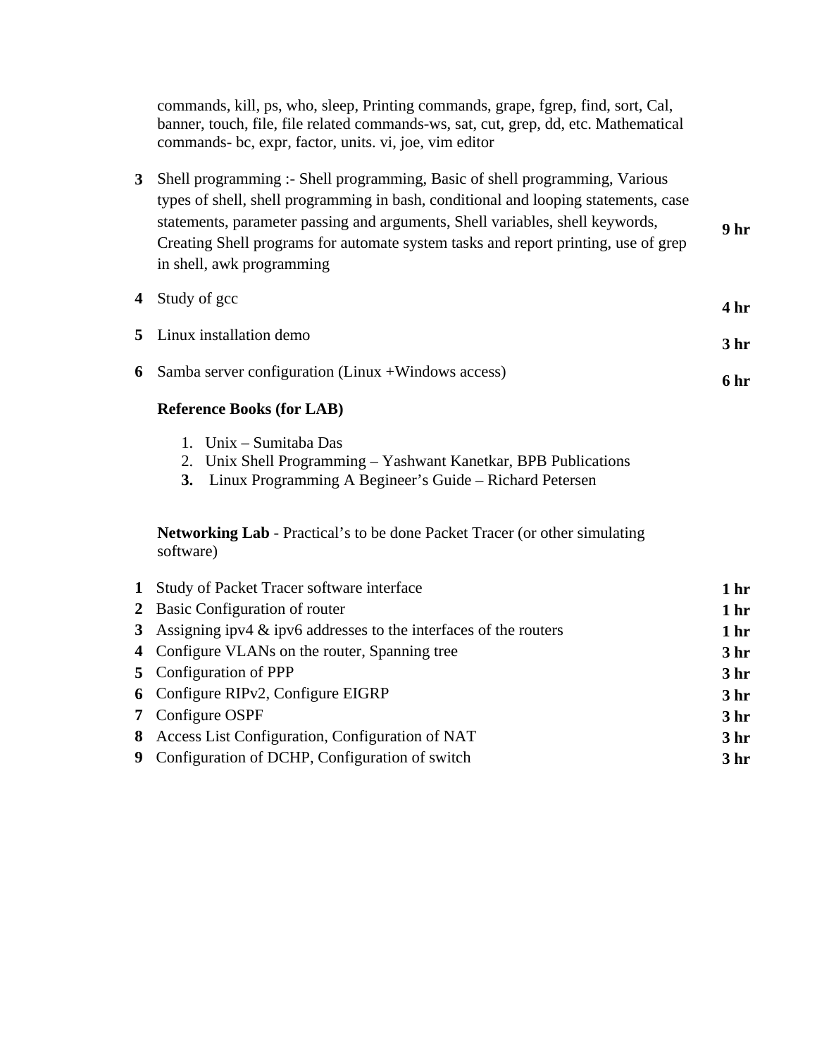commands, kill, ps, who, sleep, Printing commands, grape, fgrep, find, sort, Cal, banner, touch, file, file related commands-ws, sat, cut, grep, dd, etc. Mathematical commands- bc, expr, factor, units. vi, joe, vim editor

| | | |
|---|---|---|
| **3** | Shell programming :- Shell programming, Basic of shell programming, Various types of shell, shell programming in bash, conditional and looping statements, case statements, parameter passing and arguments, Shell variables, shell keywords, Creating Shell programs for automate system tasks and report printing, use of grep in shell, awk programming | **9 hr** |
| **4** | Study of gcc | **4 hr** |
| **5** | Linux installation demo | **3 hr** |
| **6** | Samba server configuration (Linux +Windows access) | **6 hr** |

**Reference Books (for LAB)**

1. Unix – Sumitaba Das
2. Unix Shell Programming – Yashwant Kanetkar, BPB Publications
3. Linux Programming A Begineer's Guide – Richard Petersen

**Networking Lab** - Practical's to be done Packet Tracer (or other simulating software)

| | | |
|---|---|---|
| **1** | Study of Packet Tracer software interface | **1 hr** |
| **2** | Basic Configuration of router | **1 hr** |
| **3** | Assigning ipv4 & ipv6 addresses to the interfaces of the routers | **1 hr** |
| **4** | Configure VLANs on the router, Spanning tree | **3 hr** |
| **5** | Configuration of PPP | **3 hr** |
| **6** | Configure RIPv2, Configure EIGRP | **3 hr** |
| **7** | Configure OSPF | **3 hr** |
| **8** | Access List Configuration, Configuration of NAT | **3 hr** |
| **9** | Configuration of DCHP, Configuration of switch | **3 hr** |